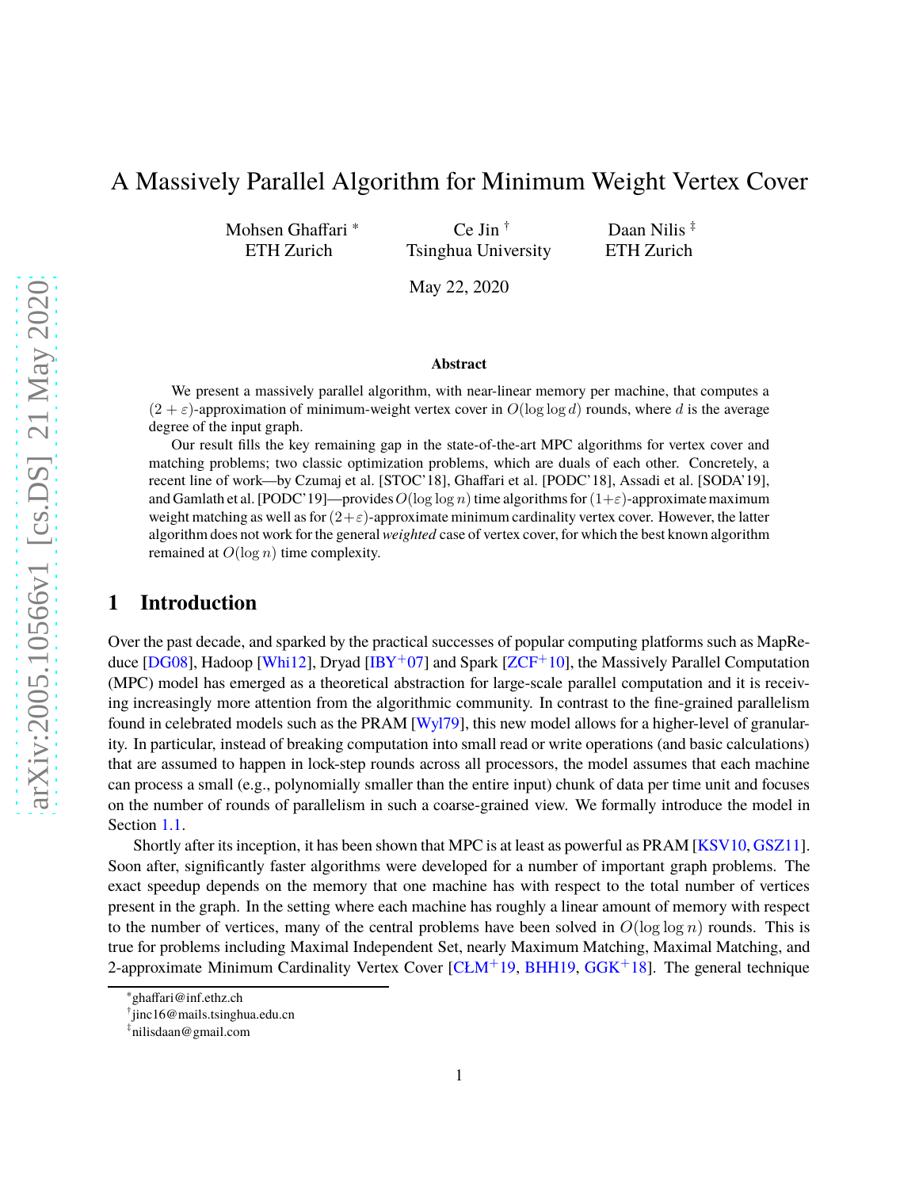# A Massively Parallel Algorithm for Minimum Weight Vertex Cover

Mohsen Ghaffari [*] (ETH Zurich) &nbsp;&nbsp; Ce Jin [†] (Tsinghua University) &nbsp;&nbsp; Daan Nilis [‡] (ETH Zurich)

May 22, 2020

**Abstract**

We present a massively parallel algorithm, with near-linear memory per machine, that computes a $(2+\varepsilon)$-approximation of minimum-weight vertex cover in $O(\log \log d)$ rounds, where $d$ is the average degree of the input graph.

Our result fills the key remaining gap in the state-of-the-art MPC algorithms for vertex cover and matching problems; two classic optimization problems, which are duals of each other. Concretely, a recent line of work—by Czumaj et al. [STOC'18], Ghaffari et al. [PODC'18], Assadi et al. [SODA'19], and Gamlath et al. [PODC'19]—provides $O(\log \log n)$ time algorithms for $(1+\varepsilon)$-approximate maximum weight matching as well as for $(2+\varepsilon)$-approximate minimum cardinality vertex cover. However, the latter algorithm does not work for the general *weighted* case of vertex cover, for which the best known algorithm remained at $O(\log n)$ time complexity.

## 1 Introduction

Over the past decade, and sparked by the practical successes of popular computing platforms such as MapReduce [DG08], Hadoop [Whi12], Dryad [IBY+07] and Spark [ZCF+10], the Massively Parallel Computation (MPC) model has emerged as a theoretical abstraction for large-scale parallel computation and it is receiving increasingly more attention from the algorithmic community. In contrast to the fine-grained parallelism found in celebrated models such as the PRAM [Wyl79], this new model allows for a higher-level of granularity. In particular, instead of breaking computation into small read or write operations (and basic calculations) that are assumed to happen in lock-step rounds across all processors, the model assumes that each machine can process a small (e.g., polynomially smaller than the entire input) chunk of data per time unit and focuses on the number of rounds of parallelism in such a coarse-grained view. We formally introduce the model in Section 1.1.

Shortly after its inception, it has been shown that MPC is at least as powerful as PRAM [KSV10, GSZ11]. Soon after, significantly faster algorithms were developed for a number of important graph problems. The exact speedup depends on the memory that one machine has with respect to the total number of vertices present in the graph. In the setting where each machine has roughly a linear amount of memory with respect to the number of vertices, many of the central problems have been solved in $O(\log \log n)$ rounds. This is true for problems including Maximal Independent Set, nearly Maximum Matching, Maximal Matching, and 2-approximate Minimum Cardinality Vertex Cover [CŁM+19, BHH19, GGK+18]. The general technique

[*] ghaffari@inf.ethz.ch

[†] jinc16@mails.tsinghua.edu.cn

[‡] nilisdaan@gmail.com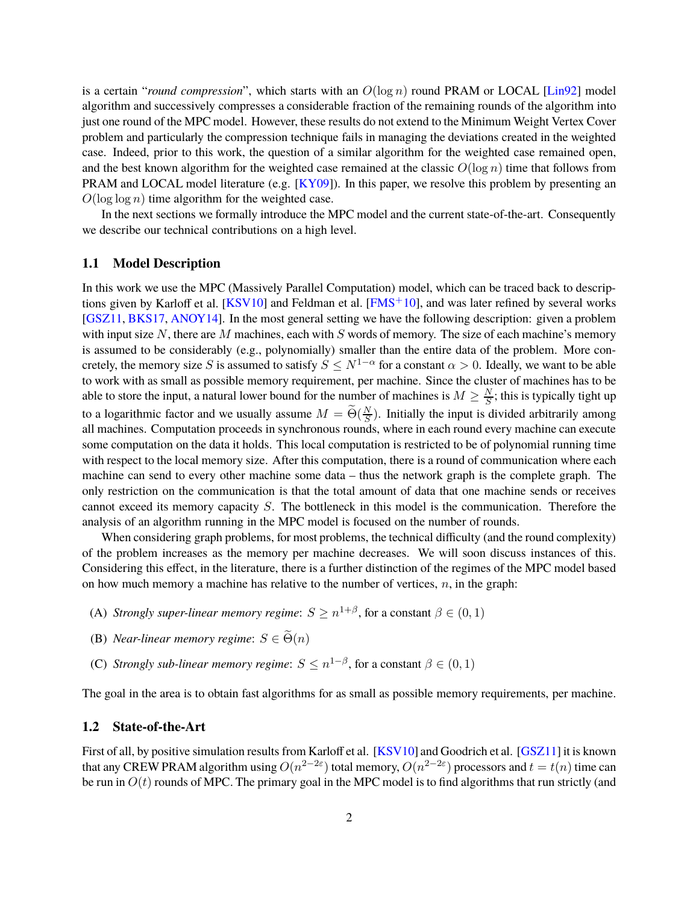is a certain "*round compression*", which starts with an $O(\log n)$ round PRAM or LOCAL [Lin92] model algorithm and successively compresses a considerable fraction of the remaining rounds of the algorithm into just one round of the MPC model. However, these results do not extend to the Minimum Weight Vertex Cover problem and particularly the compression technique fails in managing the deviations created in the weighted case. Indeed, prior to this work, the question of a similar algorithm for the weighted case remained open, and the best known algorithm for the weighted case remained at the classic $O(\log n)$ time that follows from PRAM and LOCAL model literature (e.g. [KY09]). In this paper, we resolve this problem by presenting an $O(\log \log n)$ time algorithm for the weighted case.

In the next sections we formally introduce the MPC model and the current state-of-the-art. Consequently we describe our technical contributions on a high level.

### 1.1 Model Description

In this work we use the MPC (Massively Parallel Computation) model, which can be traced back to descriptions given by Karloff et al. [KSV10] and Feldman et al. [FMS+10], and was later refined by several works [GSZ11, BKS17, ANOY14]. In the most general setting we have the following description: given a problem with input size $N$, there are $M$ machines, each with $S$ words of memory. The size of each machine's memory is assumed to be considerably (e.g., polynomially) smaller than the entire data of the problem. More concretely, the memory size $S$ is assumed to satisfy $S \leq N^{1-\alpha}$ for a constant $\alpha > 0$. Ideally, we want to be able to work with as small as possible memory requirement, per machine. Since the cluster of machines has to be able to store the input, a natural lower bound for the number of machines is $M \geq \frac{N}{S}$; this is typically tight up to a logarithmic factor and we usually assume $M = \widetilde{\Theta}(\frac{N}{S})$. Initially the input is divided arbitrarily among all machines. Computation proceeds in synchronous rounds, where in each round every machine can execute some computation on the data it holds. This local computation is restricted to be of polynomial running time with respect to the local memory size. After this computation, there is a round of communication where each machine can send to every other machine some data – thus the network graph is the complete graph. The only restriction on the communication is that the total amount of data that one machine sends or receives cannot exceed its memory capacity $S$. The bottleneck in this model is the communication. Therefore the analysis of an algorithm running in the MPC model is focused on the number of rounds.

When considering graph problems, for most problems, the technical difficulty (and the round complexity) of the problem increases as the memory per machine decreases. We will soon discuss instances of this. Considering this effect, in the literature, there is a further distinction of the regimes of the MPC model based on how much memory a machine has relative to the number of vertices, $n$, in the graph:

(A) *Strongly super-linear memory regime*: $S \geq n^{1+\beta}$, for a constant $\beta \in (0, 1)$

(B) *Near-linear memory regime*: $S \in \widetilde{\Theta}(n)$

(C) *Strongly sub-linear memory regime*: $S \leq n^{1-\beta}$, for a constant $\beta \in (0, 1)$

The goal in the area is to obtain fast algorithms for as small as possible memory requirements, per machine.

### 1.2 State-of-the-Art

First of all, by positive simulation results from Karloff et al. [KSV10] and Goodrich et al. [GSZ11] it is known that any CREW PRAM algorithm using $O(n^{2-2\varepsilon})$ total memory, $O(n^{2-2\varepsilon})$ processors and $t = t(n)$ time can be run in $O(t)$ rounds of MPC. The primary goal in the MPC model is to find algorithms that run strictly (and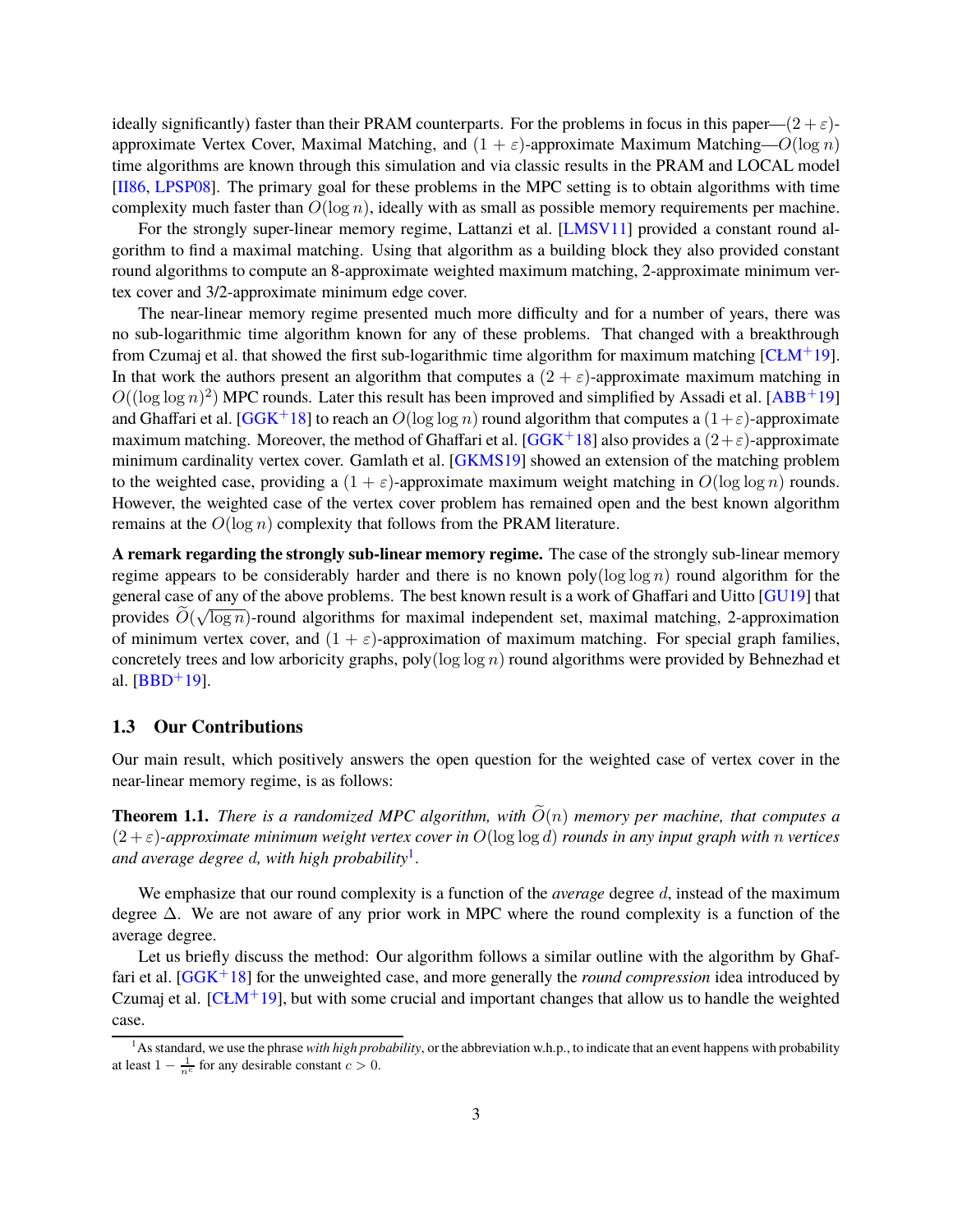ideally significantly) faster than their PRAM counterparts. For the problems in focus in this paper—$(2+\varepsilon)$-approximate Vertex Cover, Maximal Matching, and $(1+\varepsilon)$-approximate Maximum Matching—$O(\log n)$ time algorithms are known through this simulation and via classic results in the PRAM and LOCAL model [II86, LPSP08]. The primary goal for these problems in the MPC setting is to obtain algorithms with time complexity much faster than $O(\log n)$, ideally with as small as possible memory requirements per machine.

For the strongly super-linear memory regime, Lattanzi et al. [LMSV11] provided a constant round algorithm to find a maximal matching. Using that algorithm as a building block they also provided constant round algorithms to compute an 8-approximate weighted maximum matching, 2-approximate minimum vertex cover and 3/2-approximate minimum edge cover.

The near-linear memory regime presented much more difficulty and for a number of years, there was no sub-logarithmic time algorithm known for any of these problems. That changed with a breakthrough from Czumaj et al. that showed the first sub-logarithmic time algorithm for maximum matching [CŁM+19]. In that work the authors present an algorithm that computes a $(2+\varepsilon)$-approximate maximum matching in $O((\log \log n)^2)$ MPC rounds. Later this result has been improved and simplified by Assadi et al. [ABB+19] and Ghaffari et al. [GGK+18] to reach an $O(\log \log n)$ round algorithm that computes a $(1+\varepsilon)$-approximate maximum matching. Moreover, the method of Ghaffari et al. [GGK+18] also provides a $(2+\varepsilon)$-approximate minimum cardinality vertex cover. Gamlath et al. [GKMS19] showed an extension of the matching problem to the weighted case, providing a $(1+\varepsilon)$-approximate maximum weight matching in $O(\log \log n)$ rounds. However, the weighted case of the vertex cover problem has remained open and the best known algorithm remains at the $O(\log n)$ complexity that follows from the PRAM literature.

**A remark regarding the strongly sub-linear memory regime.** The case of the strongly sub-linear memory regime appears to be considerably harder and there is no known $\text{poly}(\log \log n)$ round algorithm for the general case of any of the above problems. The best known result is a work of Ghaffari and Uitto [GU19] that provides $\widetilde{O}(\sqrt{\log n})$-round algorithms for maximal independent set, maximal matching, 2-approximation of minimum vertex cover, and $(1+\varepsilon)$-approximation of maximum matching. For special graph families, concretely trees and low arboricity graphs, $\text{poly}(\log \log n)$ round algorithms were provided by Behnezhad et al. [BBD+19].

### 1.3 Our Contributions

Our main result, which positively answers the open question for the weighted case of vertex cover in the near-linear memory regime, is as follows:

**Theorem 1.1.** *There is a randomized MPC algorithm, with $\widetilde{O}(n)$ memory per machine, that computes a $(2+\varepsilon)$-approximate minimum weight vertex cover in $O(\log \log d)$ rounds in any input graph with $n$ vertices and average degree $d$, with high probability*[1].

We emphasize that our round complexity is a function of the *average* degree $d$, instead of the maximum degree $\Delta$. We are not aware of any prior work in MPC where the round complexity is a function of the average degree.

Let us briefly discuss the method: Our algorithm follows a similar outline with the algorithm by Ghaffari et al. [GGK+18] for the unweighted case, and more generally the *round compression* idea introduced by Czumaj et al. [CŁM+19], but with some crucial and important changes that allow us to handle the weighted case.

[1] As standard, we use the phrase *with high probability*, or the abbreviation w.h.p., to indicate that an event happens with probability at least $1 - \frac{1}{n^c}$ for any desirable constant $c > 0$.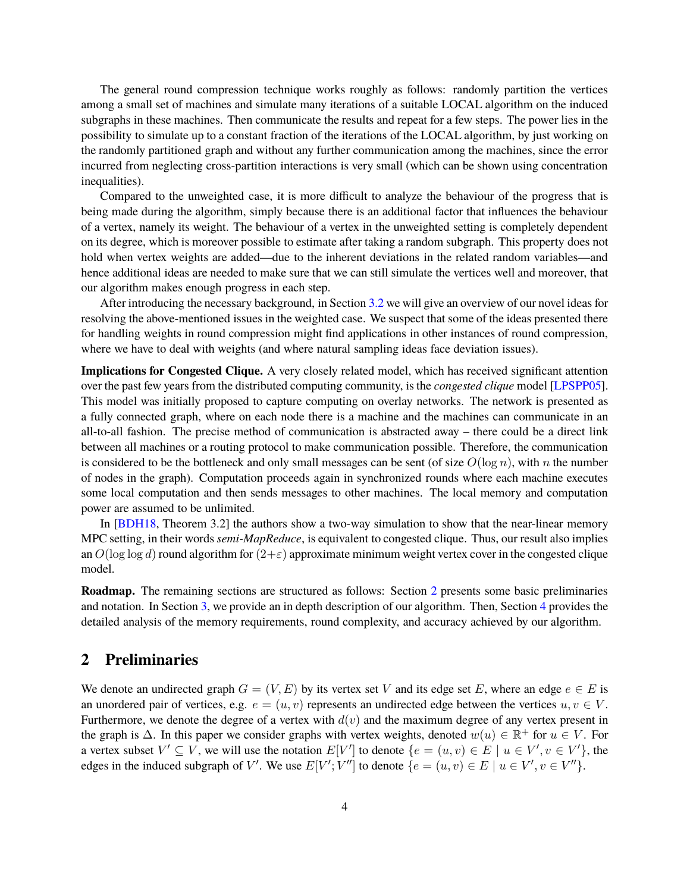The general round compression technique works roughly as follows: randomly partition the vertices among a small set of machines and simulate many iterations of a suitable LOCAL algorithm on the induced subgraphs in these machines. Then communicate the results and repeat for a few steps. The power lies in the possibility to simulate up to a constant fraction of the iterations of the LOCAL algorithm, by just working on the randomly partitioned graph and without any further communication among the machines, since the error incurred from neglecting cross-partition interactions is very small (which can be shown using concentration inequalities).

Compared to the unweighted case, it is more difficult to analyze the behaviour of the progress that is being made during the algorithm, simply because there is an additional factor that influences the behaviour of a vertex, namely its weight. The behaviour of a vertex in the unweighted setting is completely dependent on its degree, which is moreover possible to estimate after taking a random subgraph. This property does not hold when vertex weights are added—due to the inherent deviations in the related random variables—and hence additional ideas are needed to make sure that we can still simulate the vertices well and moreover, that our algorithm makes enough progress in each step.

After introducing the necessary background, in Section 3.2 we will give an overview of our novel ideas for resolving the above-mentioned issues in the weighted case. We suspect that some of the ideas presented there for handling weights in round compression might find applications in other instances of round compression, where we have to deal with weights (and where natural sampling ideas face deviation issues).

**Implications for Congested Clique.** A very closely related model, which has received significant attention over the past few years from the distributed computing community, is the *congested clique* model [LPSPP05]. This model was initially proposed to capture computing on overlay networks. The network is presented as a fully connected graph, where on each node there is a machine and the machines can communicate in an all-to-all fashion. The precise method of communication is abstracted away – there could be a direct link between all machines or a routing protocol to make communication possible. Therefore, the communication is considered to be the bottleneck and only small messages can be sent (of size $O(\log n)$, with $n$ the number of nodes in the graph). Computation proceeds again in synchronized rounds where each machine executes some local computation and then sends messages to other machines. The local memory and computation power are assumed to be unlimited.

In [BDH18, Theorem 3.2] the authors show a two-way simulation to show that the near-linear memory MPC setting, in their words *semi-MapReduce*, is equivalent to congested clique. Thus, our result also implies an $O(\log \log d)$ round algorithm for $(2+\varepsilon)$ approximate minimum weight vertex cover in the congested clique model.

**Roadmap.** The remaining sections are structured as follows: Section 2 presents some basic preliminaries and notation. In Section 3, we provide an in depth description of our algorithm. Then, Section 4 provides the detailed analysis of the memory requirements, round complexity, and accuracy achieved by our algorithm.

## 2 Preliminaries

We denote an undirected graph $G = (V, E)$ by its vertex set $V$ and its edge set $E$, where an edge $e \in E$ is an unordered pair of vertices, e.g. $e = (u, v)$ represents an undirected edge between the vertices $u, v \in V$. Furthermore, we denote the degree of a vertex with $d(v)$ and the maximum degree of any vertex present in the graph is $\Delta$. In this paper we consider graphs with vertex weights, denoted $w(u) \in \mathbb{R}^+$ for $u \in V$. For a vertex subset $V' \subseteq V$, we will use the notation $E[V']$ to denote $\{e = (u, v) \in E \mid u \in V', v \in V'\}$, the edges in the induced subgraph of $V'$. We use $E[V'; V'']$ to denote $\{e = (u, v) \in E \mid u \in V', v \in V''\}$.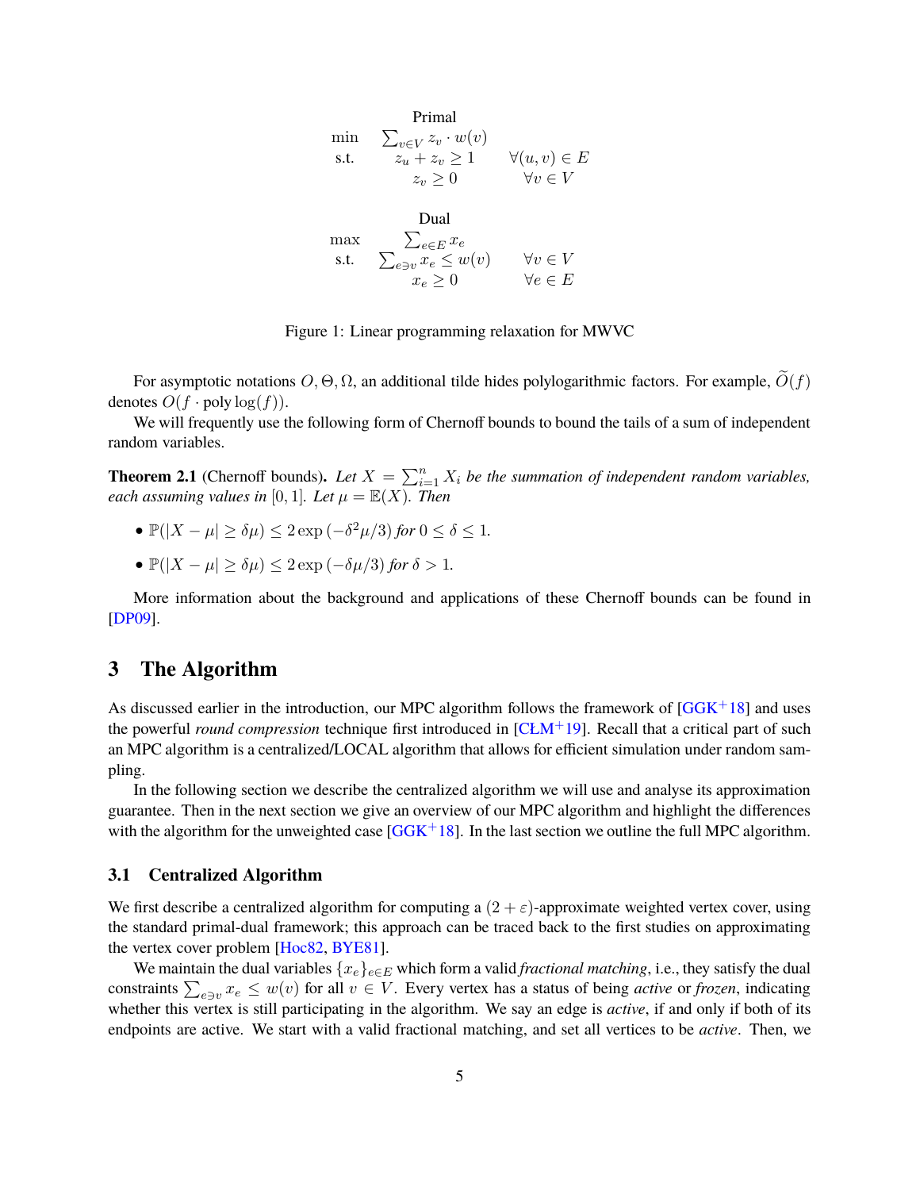$$
\begin{array}{lll}
\multicolumn{3}{c}{\text{Primal}} \\
\min & \sum_{v \in V} z_v \cdot w(v) & \\
\text{s.t.} & z_u + z_v \geq 1 & \forall (u,v) \in E \\
& z_v \geq 0 & \forall v \in V
\end{array}
$$

$$
\begin{array}{lll}
\multicolumn{3}{c}{\text{Dual}} \\
\max & \sum_{e \in E} x_e & \\
\text{s.t.} & \sum_{e \ni v} x_e \leq w(v) & \forall v \in V \\
& x_e \geq 0 & \forall e \in E
\end{array}
$$

Figure 1: Linear programming relaxation for MWVC

For asymptotic notations $O, \Theta, \Omega$, an additional tilde hides polylogarithmic factors. For example, $\widetilde{O}(f)$ denotes $O(f \cdot \text{poly}\log(f))$.

We will frequently use the following form of Chernoff bounds to bound the tails of a sum of independent random variables.

**Theorem 2.1** (Chernoff bounds). *Let $X = \sum_{i=1}^{n} X_i$ be the summation of independent random variables, each assuming values in $[0,1]$. Let $\mu = \mathbb{E}(X)$. Then*

- $\mathbb{P}(|X - \mu| \geq \delta\mu) \leq 2\exp\left(-\delta^2\mu/3\right)$ *for* $0 \leq \delta \leq 1$.
- $\mathbb{P}(|X - \mu| \geq \delta\mu) \leq 2\exp\left(-\delta\mu/3\right)$ *for* $\delta > 1$.

More information about the background and applications of these Chernoff bounds can be found in [DP09].

# 3 The Algorithm

As discussed earlier in the introduction, our MPC algorithm follows the framework of [GGK+18] and uses the powerful *round compression* technique first introduced in [CŁM+19]. Recall that a critical part of such an MPC algorithm is a centralized/LOCAL algorithm that allows for efficient simulation under random sampling.

In the following section we describe the centralized algorithm we will use and analyse its approximation guarantee. Then in the next section we give an overview of our MPC algorithm and highlight the differences with the algorithm for the unweighted case [GGK+18]. In the last section we outline the full MPC algorithm.

## 3.1 Centralized Algorithm

We first describe a centralized algorithm for computing a $(2+\varepsilon)$-approximate weighted vertex cover, using the standard primal-dual framework; this approach can be traced back to the first studies on approximating the vertex cover problem [Hoc82, BYE81].

We maintain the dual variables $\{x_e\}_{e \in E}$ which form a valid *fractional matching*, i.e., they satisfy the dual constraints $\sum_{e \ni v} x_e \leq w(v)$ for all $v \in V$. Every vertex has a status of being *active* or *frozen*, indicating whether this vertex is still participating in the algorithm. We say an edge is *active*, if and only if both of its endpoints are active. We start with a valid fractional matching, and set all vertices to be *active*. Then, we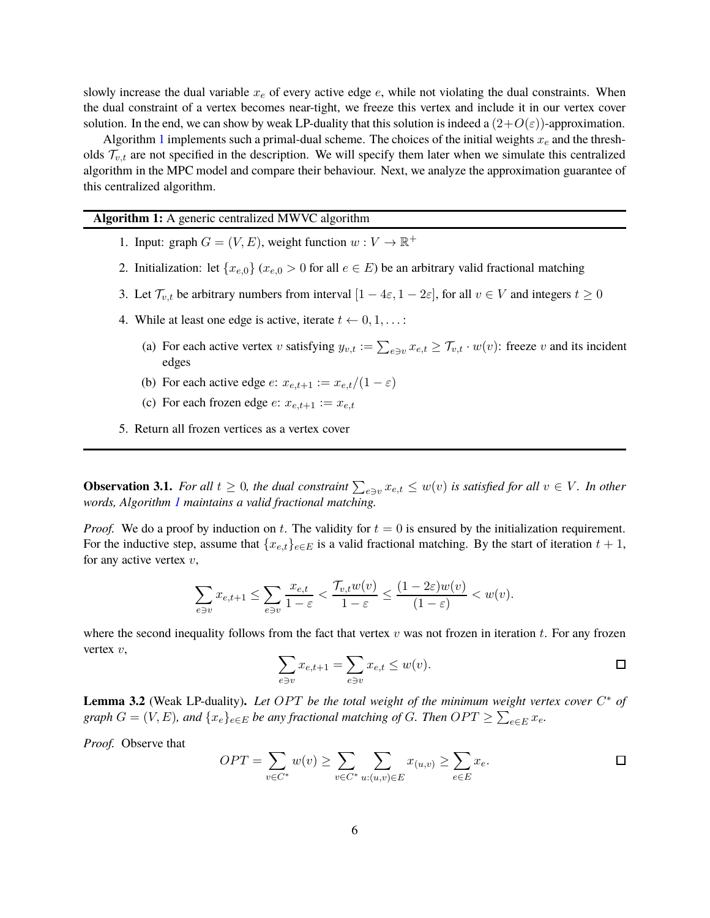slowly increase the dual variable $x_e$ of every active edge $e$, while not violating the dual constraints. When the dual constraint of a vertex becomes near-tight, we freeze this vertex and include it in our vertex cover solution. In the end, we can show by weak LP-duality that this solution is indeed a $(2+O(\varepsilon))$-approximation.

Algorithm 1 implements such a primal-dual scheme. The choices of the initial weights $x_e$ and the thresholds $\mathcal{T}_{v,t}$ are not specified in the description. We will specify them later when we simulate this centralized algorithm in the MPC model and compare their behaviour. Next, we analyze the approximation guarantee of this centralized algorithm.

---

**Algorithm 1:** A generic centralized MWVC algorithm

---

1. Input: graph $G = (V, E)$, weight function $w : V \to \mathbb{R}^+$
2. Initialization: let $\{x_{e,0}\}$ ($x_{e,0} > 0$ for all $e \in E$) be an arbitrary valid fractional matching
3. Let $\mathcal{T}_{v,t}$ be arbitrary numbers from interval $[1 - 4\varepsilon, 1 - 2\varepsilon]$, for all $v \in V$ and integers $t \geq 0$
4. While at least one edge is active, iterate $t \leftarrow 0, 1, \ldots$ :
   (a) For each active vertex $v$ satisfying $y_{v,t} := \sum_{e \ni v} x_{e,t} \geq \mathcal{T}_{v,t} \cdot w(v)$: freeze $v$ and its incident edges
   (b) For each active edge $e$: $x_{e,t+1} := x_{e,t}/(1 - \varepsilon)$
   (c) For each frozen edge $e$: $x_{e,t+1} := x_{e,t}$
5. Return all frozen vertices as a vertex cover

---

**Observation 3.1.** *For all $t \geq 0$, the dual constraint $\sum_{e \ni v} x_{e,t} \leq w(v)$ is satisfied for all $v \in V$. In other words, Algorithm 1 maintains a valid fractional matching.*

*Proof.* We do a proof by induction on $t$. The validity for $t = 0$ is ensured by the initialization requirement. For the inductive step, assume that $\{x_{e,t}\}_{e \in E}$ is a valid fractional matching. By the start of iteration $t + 1$, for any active vertex $v$,

$$\sum_{e \ni v} x_{e,t+1} \leq \sum_{e \ni v} \frac{x_{e,t}}{1 - \varepsilon} < \frac{\mathcal{T}_{v,t} w(v)}{1 - \varepsilon} \leq \frac{(1 - 2\varepsilon) w(v)}{(1 - \varepsilon)} < w(v).$$

where the second inequality follows from the fact that vertex $v$ was not frozen in iteration $t$. For any frozen vertex $v$,

$$\sum_{e \ni v} x_{e,t+1} = \sum_{e \ni v} x_{e,t} \leq w(v).$$

□

**Lemma 3.2** (Weak LP-duality)**.** *Let $OPT$ be the total weight of the minimum weight vertex cover $C^*$ of graph $G = (V, E)$, and $\{x_e\}_{e \in E}$ be any fractional matching of $G$. Then $OPT \geq \sum_{e \in E} x_e$.*

*Proof.* Observe that

$$OPT = \sum_{v \in C^*} w(v) \geq \sum_{v \in C^*} \sum_{u:(u,v) \in E} x_{(u,v)} \geq \sum_{e \in E} x_e.$$

□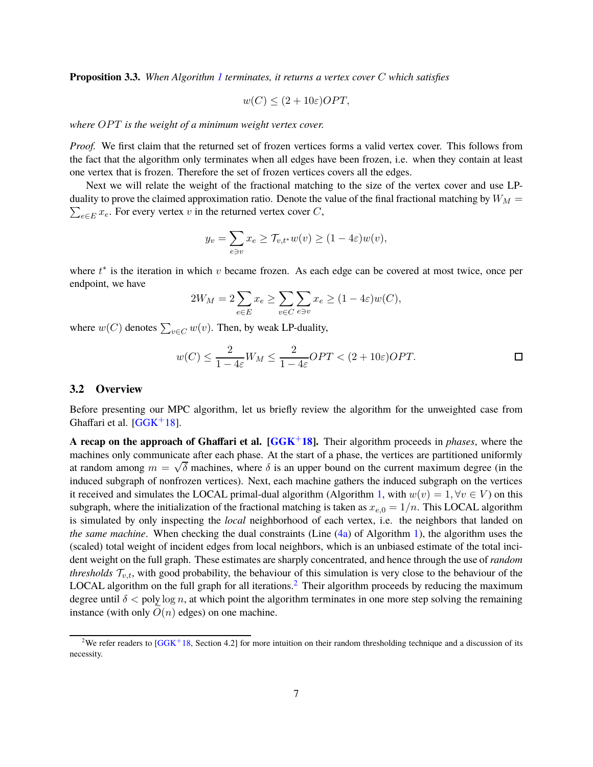**Proposition 3.3.** *When Algorithm 1 terminates, it returns a vertex cover $C$ which satisfies*

$$w(C) \leq (2 + 10\varepsilon)OPT,$$

*where $OPT$ is the weight of a minimum weight vertex cover.*

*Proof.* We first claim that the returned set of frozen vertices forms a valid vertex cover. This follows from the fact that the algorithm only terminates when all edges have been frozen, i.e. when they contain at least one vertex that is frozen. Therefore the set of frozen vertices covers all the edges.

Next we will relate the weight of the fractional matching to the size of the vertex cover and use LP-duality to prove the claimed approximation ratio. Denote the value of the final fractional matching by $W_M = \sum_{e \in E} x_e$. For every vertex $v$ in the returned vertex cover $C$,

$$y_v = \sum_{e \ni v} x_e \geq \mathcal{T}_{v,t^*} w(v) \geq (1 - 4\varepsilon) w(v),$$

where $t^*$ is the iteration in which $v$ became frozen. As each edge can be covered at most twice, once per endpoint, we have

$$2W_M = 2 \sum_{e \in E} x_e \geq \sum_{v \in C} \sum_{e \ni v} x_e \geq (1 - 4\varepsilon) w(C),$$

where $w(C)$ denotes $\sum_{v \in C} w(v)$. Then, by weak LP-duality,

$$w(C) \leq \frac{2}{1 - 4\varepsilon} W_M \leq \frac{2}{1 - 4\varepsilon} OPT < (2 + 10\varepsilon) OPT.$$

□

## 3.2 Overview

Before presenting our MPC algorithm, let us briefly review the algorithm for the unweighted case from Ghaffari et al. [GGK+18].

**A recap on the approach of Ghaffari et al. [GGK+18].** Their algorithm proceeds in *phases*, where the machines only communicate after each phase. At the start of a phase, the vertices are partitioned uniformly at random among $m = \sqrt{\delta}$ machines, where $\delta$ is an upper bound on the current maximum degree (in the induced subgraph of nonfrozen vertices). Next, each machine gathers the induced subgraph on the vertices it received and simulates the LOCAL primal-dual algorithm (Algorithm 1, with $w(v) = 1, \forall v \in V$) on this subgraph, where the initialization of the fractional matching is taken as $x_{e,0} = 1/n$. This LOCAL algorithm is simulated by only inspecting the *local* neighborhood of each vertex, i.e. the neighbors that landed on *the same machine*. When checking the dual constraints (Line (4a) of Algorithm 1), the algorithm uses the (scaled) total weight of incident edges from local neighbors, which is an unbiased estimate of the total incident weight on the full graph. These estimates are sharply concentrated, and hence through the use of *random thresholds* $\mathcal{T}_{v,t}$, with good probability, the behaviour of this simulation is very close to the behaviour of the LOCAL algorithm on the full graph for all iterations.[2] Their algorithm proceeds by reducing the maximum degree until $\delta < \text{poly} \log n$, at which point the algorithm terminates in one more step solving the remaining instance (with only $\tilde{O}(n)$ edges) on one machine.

[2] We refer readers to [GGK+18, Section 4.2] for more intuition on their random thresholding technique and a discussion of its necessity.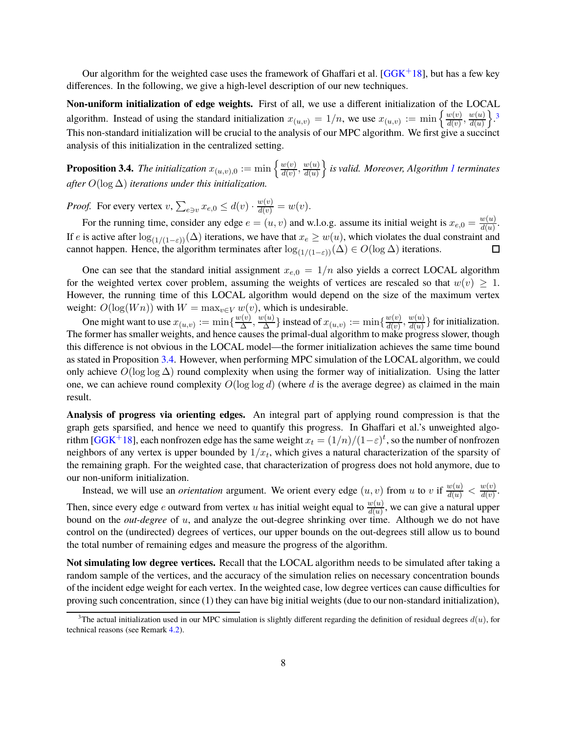Our algorithm for the weighted case uses the framework of Ghaffari et al. [GGK+18], but has a few key differences. In the following, we give a high-level description of our new techniques.

**Non-uniform initialization of edge weights.** First of all, we use a different initialization of the LOCAL algorithm. Instead of using the standard initialization $x_{(u,v)} = 1/n$, we use $x_{(u,v)} := \min\left\{\frac{w(v)}{d(v)}, \frac{w(u)}{d(u)}\right\}$.[3] This non-standard initialization will be crucial to the analysis of our MPC algorithm. We first give a succinct analysis of this initialization in the centralized setting.

**Proposition 3.4.** *The initialization $x_{(u,v),0} := \min\left\{\frac{w(v)}{d(v)}, \frac{w(u)}{d(u)}\right\}$ is valid. Moreover, Algorithm 1 terminates after $O(\log \Delta)$ iterations under this initialization.*

*Proof.* For every vertex $v$, $\sum_{e \ni v} x_{e,0} \le d(v) \cdot \frac{w(v)}{d(v)} = w(v)$.

For the running time, consider any edge $e = (u, v)$ and w.l.o.g. assume its initial weight is $x_{e,0} = \frac{w(u)}{d(u)}$. If $e$ is active after $\log_{(1/(1-\varepsilon))}(\Delta)$ iterations, we have that $x_e \ge w(u)$, which violates the dual constraint and cannot happen. Hence, the algorithm terminates after $\log_{(1/(1-\varepsilon))}(\Delta) \in O(\log \Delta)$ iterations. ∎

One can see that the standard initial assignment $x_{e,0} = 1/n$ also yields a correct LOCAL algorithm for the weighted vertex cover problem, assuming the weights of vertices are rescaled so that $w(v) \ge 1$. However, the running time of this LOCAL algorithm would depend on the size of the maximum vertex weight: $O(\log(Wn))$ with $W = \max_{v \in V} w(v)$, which is undesirable.

One might want to use $x_{(u,v)} := \min\{\frac{w(v)}{\Delta}, \frac{w(u)}{\Delta}\}$ instead of $x_{(u,v)} := \min\{\frac{w(v)}{d(v)}, \frac{w(u)}{d(u)}\}$ for initialization. The former has smaller weights, and hence causes the primal-dual algorithm to make progress slower, though this difference is not obvious in the LOCAL model—the former initialization achieves the same time bound as stated in Proposition 3.4. However, when performing MPC simulation of the LOCAL algorithm, we could only achieve $O(\log \log \Delta)$ round complexity when using the former way of initialization. Using the latter one, we can achieve round complexity $O(\log \log d)$ (where $d$ is the average degree) as claimed in the main result.

**Analysis of progress via orienting edges.** An integral part of applying round compression is that the graph gets sparsified, and hence we need to quantify this progress. In Ghaffari et al.'s unweighted algorithm [GGK+18], each nonfrozen edge has the same weight $x_t = (1/n)/(1-\varepsilon)^t$, so the number of nonfrozen neighbors of any vertex is upper bounded by $1/x_t$, which gives a natural characterization of the sparsity of the remaining graph. For the weighted case, that characterization of progress does not hold anymore, due to our non-uniform initialization.

Instead, we will use an *orientation* argument. We orient every edge $(u, v)$ from $u$ to $v$ if $\frac{w(u)}{d(u)} < \frac{w(v)}{d(v)}$. Then, since every edge $e$ outward from vertex $u$ has initial weight equal to $\frac{w(u)}{d(u)}$, we can give a natural upper bound on the *out-degree* of $u$, and analyze the out-degree shrinking over time. Although we do not have control on the (undirected) degrees of vertices, our upper bounds on the out-degrees still allow us to bound the total number of remaining edges and measure the progress of the algorithm.

**Not simulating low degree vertices.** Recall that the LOCAL algorithm needs to be simulated after taking a random sample of the vertices, and the accuracy of the simulation relies on necessary concentration bounds of the incident edge weight for each vertex. In the weighted case, low degree vertices can cause difficulties for proving such concentration, since (1) they can have big initial weights (due to our non-standard initialization),

[3] The actual initialization used in our MPC simulation is slightly different regarding the definition of residual degrees $d(u)$, for technical reasons (see Remark 4.2).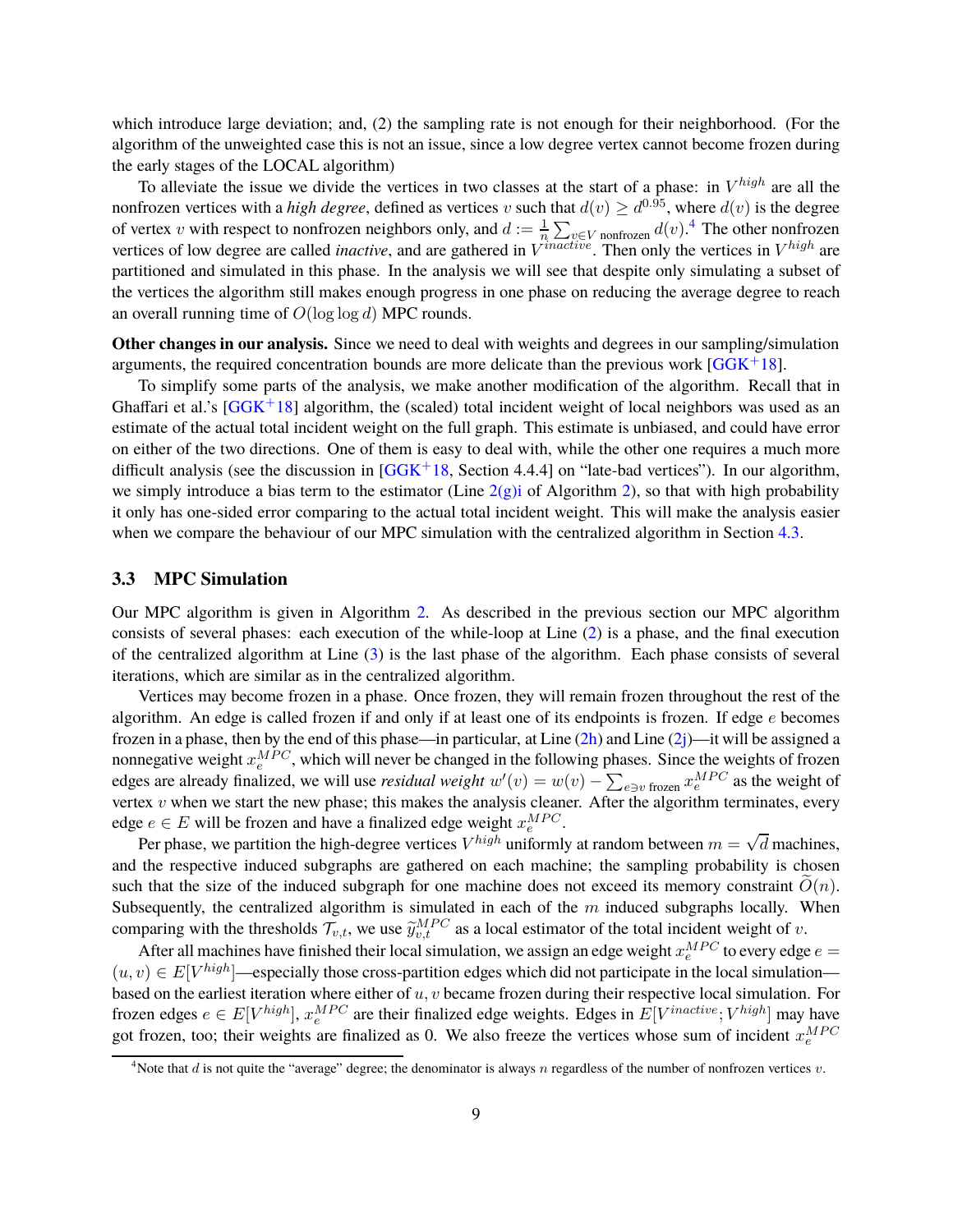which introduce large deviation; and, (2) the sampling rate is not enough for their neighborhood. (For the algorithm of the unweighted case this is not an issue, since a low degree vertex cannot become frozen during the early stages of the LOCAL algorithm)

To alleviate the issue we divide the vertices in two classes at the start of a phase: in $V^{high}$ are all the nonfrozen vertices with a *high degree*, defined as vertices $v$ such that $d(v) \geq d^{0.95}$, where $d(v)$ is the degree of vertex $v$ with respect to nonfrozen neighbors only, and $d := \frac{1}{n}\sum_{v \in V \text{ nonfrozen}} d(v)$.[4] The other nonfrozen vertices of low degree are called *inactive*, and are gathered in $V^{inactive}$. Then only the vertices in $V^{high}$ are partitioned and simulated in this phase. In the analysis we will see that despite only simulating a subset of the vertices the algorithm still makes enough progress in one phase on reducing the average degree to reach an overall running time of $O(\log\log d)$ MPC rounds.

**Other changes in our analysis.** Since we need to deal with weights and degrees in our sampling/simulation arguments, the required concentration bounds are more delicate than the previous work [GGK+18].

To simplify some parts of the analysis, we make another modification of the algorithm. Recall that in Ghaffari et al.'s [GGK+18] algorithm, the (scaled) total incident weight of local neighbors was used as an estimate of the actual total incident weight on the full graph. This estimate is unbiased, and could have error on either of the two directions. One of them is easy to deal with, while the other one requires a much more difficult analysis (see the discussion in [GGK+18, Section 4.4.4] on "late-bad vertices"). In our algorithm, we simply introduce a bias term to the estimator (Line 2(g)i of Algorithm 2), so that with high probability it only has one-sided error comparing to the actual total incident weight. This will make the analysis easier when we compare the behaviour of our MPC simulation with the centralized algorithm in Section 4.3.

### 3.3 MPC Simulation

Our MPC algorithm is given in Algorithm 2. As described in the previous section our MPC algorithm consists of several phases: each execution of the while-loop at Line (2) is a phase, and the final execution of the centralized algorithm at Line (3) is the last phase of the algorithm. Each phase consists of several iterations, which are similar as in the centralized algorithm.

Vertices may become frozen in a phase. Once frozen, they will remain frozen throughout the rest of the algorithm. An edge is called frozen if and only if at least one of its endpoints is frozen. If edge $e$ becomes frozen in a phase, then by the end of this phase—in particular, at Line (2h) and Line (2j)—it will be assigned a nonnegative weight $x_e^{MPC}$, which will never be changed in the following phases. Since the weights of frozen edges are already finalized, we will use *residual weight* $w'(v) = w(v) - \sum_{e \ni v \text{ frozen}} x_e^{MPC}$ as the weight of vertex $v$ when we start the new phase; this makes the analysis cleaner. After the algorithm terminates, every edge $e \in E$ will be frozen and have a finalized edge weight $x_e^{MPC}$.

Per phase, we partition the high-degree vertices $V^{high}$ uniformly at random between $m = \sqrt{d}$ machines, and the respective induced subgraphs are gathered on each machine; the sampling probability is chosen such that the size of the induced subgraph for one machine does not exceed its memory constraint $\widetilde{O}(n)$. Subsequently, the centralized algorithm is simulated in each of the $m$ induced subgraphs locally. When comparing with the thresholds $\mathcal{T}_{v,t}$, we use $\widetilde{y}_{v,t}^{MPC}$ as a local estimator of the total incident weight of $v$.

After all machines have finished their local simulation, we assign an edge weight $x_e^{MPC}$ to every edge $e = (u,v) \in E[V^{high}]$—especially those cross-partition edges which did not participate in the local simulation—based on the earliest iteration where either of $u, v$ became frozen during their respective local simulation. For frozen edges $e \in E[V^{high}]$, $x_e^{MPC}$ are their finalized edge weights. Edges in $E[V^{inactive}; V^{high}]$ may have got frozen, too; their weights are finalized as 0. We also freeze the vertices whose sum of incident $x_e^{MPC}$

[4] Note that $d$ is not quite the "average" degree; the denominator is always $n$ regardless of the number of nonfrozen vertices $v$.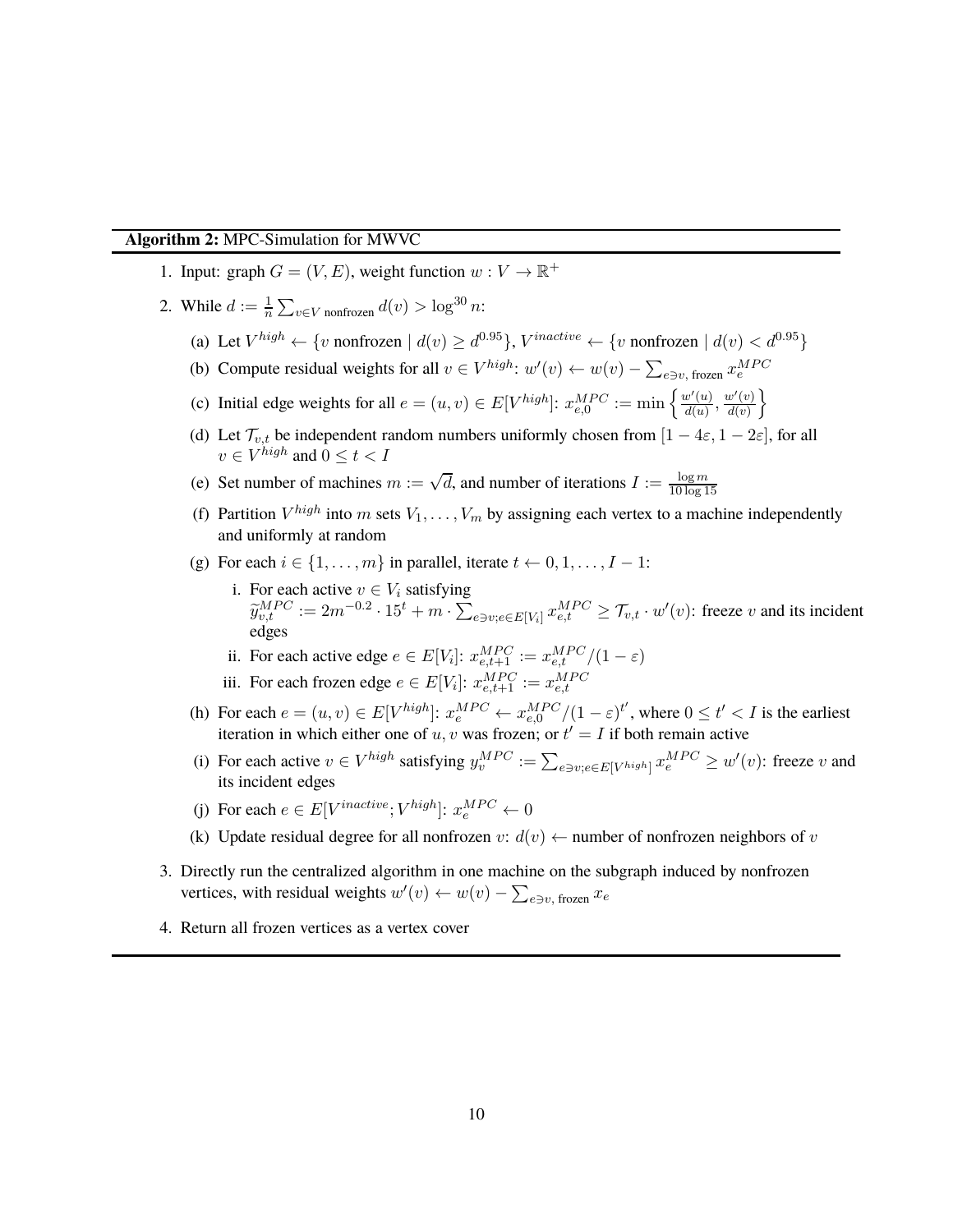**Algorithm 2:** MPC-Simulation for MWVC

1. Input: graph $G = (V, E)$, weight function $w : V \to \mathbb{R}^+$
2. While $d := \frac{1}{n} \sum_{v \in V \text{ nonfrozen}} d(v) > \log^{30} n$:
   (a) Let $V^{high} \leftarrow \{v \text{ nonfrozen} \mid d(v) \geq d^{0.95}\}$, $V^{inactive} \leftarrow \{v \text{ nonfrozen} \mid d(v) < d^{0.95}\}$
   (b) Compute residual weights for all $v \in V^{high}$: $w'(v) \leftarrow w(v) - \sum_{e \ni v, \text{ frozen}} x_e^{MPC}$
   (c) Initial edge weights for all $e = (u, v) \in E[V^{high}]$: $x_{e,0}^{MPC} := \min\left\{\frac{w'(u)}{d(u)}, \frac{w'(v)}{d(v)}\right\}$
   (d) Let $\mathcal{T}_{v,t}$ be independent random numbers uniformly chosen from $[1 - 4\varepsilon, 1 - 2\varepsilon]$, for all $v \in V^{high}$ and $0 \leq t < I$
   (e) Set number of machines $m := \sqrt{d}$, and number of iterations $I := \frac{\log m}{10 \log 15}$
   (f) Partition $V^{high}$ into $m$ sets $V_1, \ldots, V_m$ by assigning each vertex to a machine independently and uniformly at random
   (g) For each $i \in \{1, \ldots, m\}$ in parallel, iterate $t \leftarrow 0, 1, \ldots, I - 1$:
      i. For each active $v \in V_i$ satisfying $\widetilde{y}_{v,t}^{MPC} := 2m^{-0.2} \cdot 15^t + m \cdot \sum_{e \ni v; e \in E[V_i]} x_{e,t}^{MPC} \geq \mathcal{T}_{v,t} \cdot w'(v)$: freeze $v$ and its incident edges
      ii. For each active edge $e \in E[V_i]$: $x_{e,t+1}^{MPC} := x_{e,t}^{MPC}/(1 - \varepsilon)$
      iii. For each frozen edge $e \in E[V_i]$: $x_{e,t+1}^{MPC} := x_{e,t}^{MPC}$
   (h) For each $e = (u, v) \in E[V^{high}]$: $x_e^{MPC} \leftarrow x_{e,0}^{MPC}/(1 - \varepsilon)^{t'}$, where $0 \leq t' < I$ is the earliest iteration in which either one of $u, v$ was frozen; or $t' = I$ if both remain active
   (i) For each active $v \in V^{high}$ satisfying $y_v^{MPC} := \sum_{e \ni v; e \in E[V^{high}]} x_e^{MPC} \geq w'(v)$: freeze $v$ and its incident edges
   (j) For each $e \in E[V^{inactive}; V^{high}]$: $x_e^{MPC} \leftarrow 0$
   (k) Update residual degree for all nonfrozen $v$: $d(v) \leftarrow$ number of nonfrozen neighbors of $v$
3. Directly run the centralized algorithm in one machine on the subgraph induced by nonfrozen vertices, with residual weights $w'(v) \leftarrow w(v) - \sum_{e \ni v, \text{ frozen}} x_e$
4. Return all frozen vertices as a vertex cover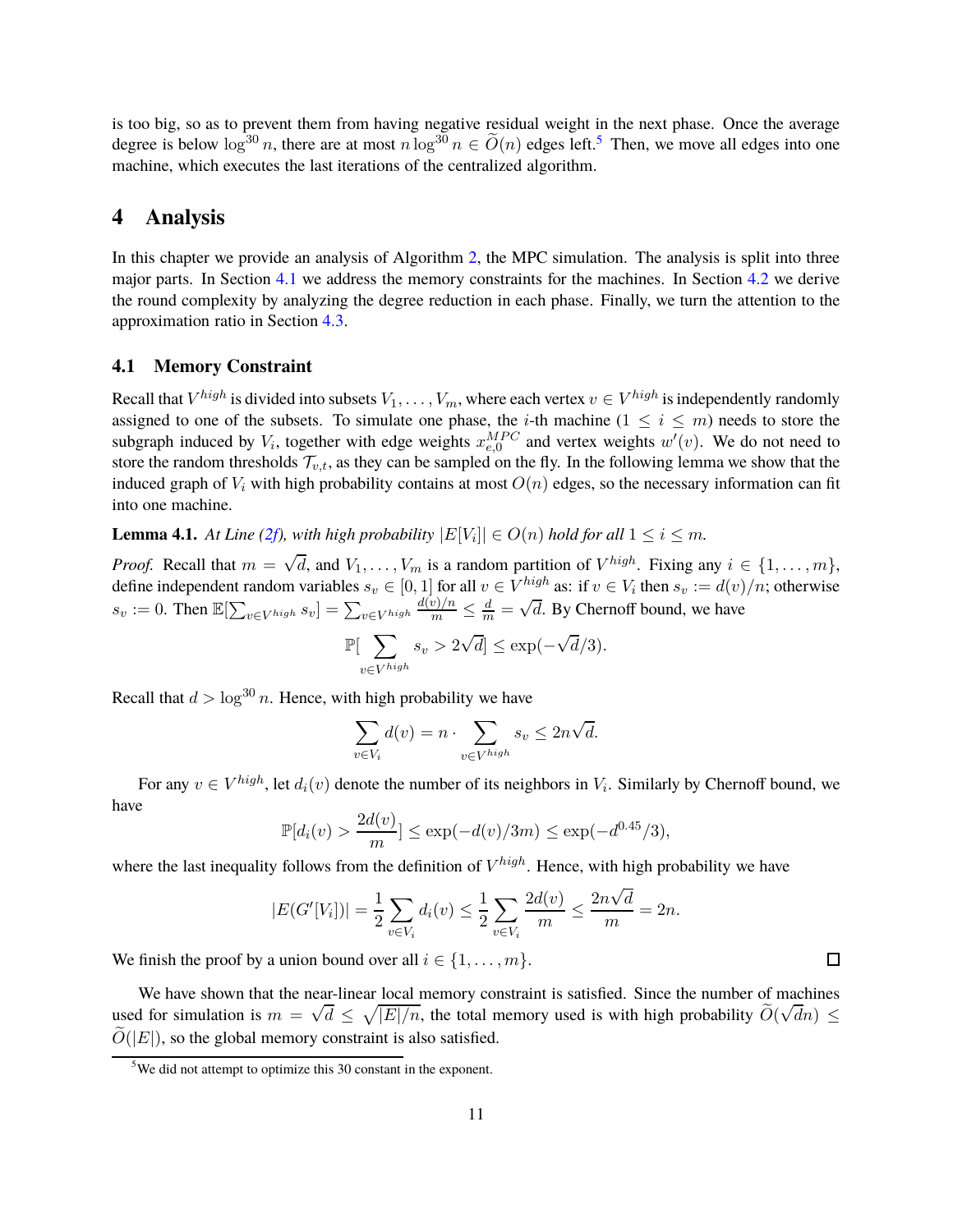is too big, so as to prevent them from having negative residual weight in the next phase. Once the average degree is below $\log^{30} n$, there are at most $n \log^{30} n \in \widetilde{O}(n)$ edges left.[5] Then, we move all edges into one machine, which executes the last iterations of the centralized algorithm.

# 4 Analysis

In this chapter we provide an analysis of Algorithm 2, the MPC simulation. The analysis is split into three major parts. In Section 4.1 we address the memory constraints for the machines. In Section 4.2 we derive the round complexity by analyzing the degree reduction in each phase. Finally, we turn the attention to the approximation ratio in Section 4.3.

## 4.1 Memory Constraint

Recall that $V^{high}$ is divided into subsets $V_1, \ldots, V_m$, where each vertex $v \in V^{high}$ is independently randomly assigned to one of the subsets. To simulate one phase, the $i$-th machine ($1 \leq i \leq m$) needs to store the subgraph induced by $V_i$, together with edge weights $x_{e,0}^{MPC}$ and vertex weights $w'(v)$. We do not need to store the random thresholds $\mathcal{T}_{v,t}$, as they can be sampled on the fly. In the following lemma we show that the induced graph of $V_i$ with high probability contains at most $O(n)$ edges, so the necessary information can fit into one machine.

**Lemma 4.1.** *At Line (2f), with high probability $|E[V_i]| \in O(n)$ hold for all $1 \leq i \leq m$.*

*Proof.* Recall that $m = \sqrt{d}$, and $V_1, \ldots, V_m$ is a random partition of $V^{high}$. Fixing any $i \in \{1, \ldots, m\}$, define independent random variables $s_v \in [0, 1]$ for all $v \in V^{high}$ as: if $v \in V_i$ then $s_v := d(v)/n$; otherwise $s_v := 0$. Then $\mathbb{E}[\sum_{v \in V^{high}} s_v] = \sum_{v \in V^{high}} \frac{d(v)/n}{m} \leq \frac{d}{m} = \sqrt{d}$. By Chernoff bound, we have

$$\mathbb{P}[\sum_{v \in V^{high}} s_v > 2\sqrt{d}] \leq \exp(-\sqrt{d}/3).$$

Recall that $d > \log^{30} n$. Hence, with high probability we have

$$\sum_{v \in V_i} d(v) = n \cdot \sum_{v \in V^{high}} s_v \leq 2n\sqrt{d}.$$

For any $v \in V^{high}$, let $d_i(v)$ denote the number of its neighbors in $V_i$. Similarly by Chernoff bound, we have

$$\mathbb{P}[d_i(v) > \frac{2d(v)}{m}] \leq \exp(-d(v)/3m) \leq \exp(-d^{0.45}/3),$$

where the last inequality follows from the definition of $V^{high}$. Hence, with high probability we have

$$|E(G'[V_i])| = \frac{1}{2} \sum_{v \in V_i} d_i(v) \leq \frac{1}{2} \sum_{v \in V_i} \frac{2d(v)}{m} \leq \frac{2n\sqrt{d}}{m} = 2n.$$

We finish the proof by a union bound over all $i \in \{1, \ldots, m\}$. $\square$

We have shown that the near-linear local memory constraint is satisfied. Since the number of machines used for simulation is $m = \sqrt{d} \leq \sqrt{|E|/n}$, the total memory used is with high probability $\widetilde{O}(\sqrt{d}n) \leq \widetilde{O}(|E|)$, so the global memory constraint is also satisfied.

[5] We did not attempt to optimize this 30 constant in the exponent.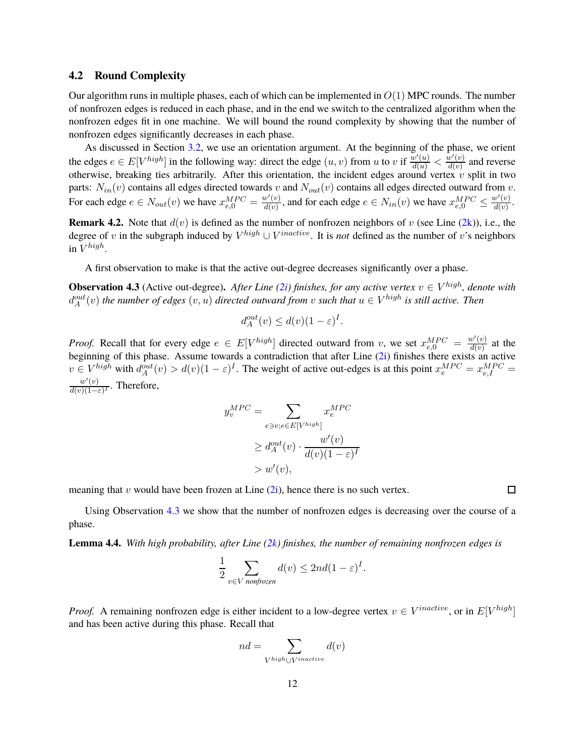### 4.2 Round Complexity

Our algorithm runs in multiple phases, each of which can be implemented in $O(1)$ MPC rounds. The number of nonfrozen edges is reduced in each phase, and in the end we switch to the centralized algorithm when the nonfrozen edges fit in one machine. We will bound the round complexity by showing that the number of nonfrozen edges significantly decreases in each phase.

As discussed in Section 3.2, we use an orientation argument. At the beginning of the phase, we orient the edges $e \in E[V^{high}]$ in the following way: direct the edge $(u, v)$ from $u$ to $v$ if $\frac{w'(u)}{d(u)} < \frac{w'(v)}{d(v)}$ and reverse otherwise, breaking ties arbitrarily. After this orientation, the incident edges around vertex $v$ split in two parts: $N_{in}(v)$ contains all edges directed towards $v$ and $N_{out}(v)$ contains all edges directed outward from $v$. For each edge $e \in N_{out}(v)$ we have $x_{e,0}^{MPC} = \frac{w'(v)}{d(v)}$, and for each edge $e \in N_{in}(v)$ we have $x_{e,0}^{MPC} \leq \frac{w'(v)}{d(v)}$.

**Remark 4.2.** Note that $d(v)$ is defined as the number of nonfrozen neighbors of $v$ (see Line (2k)), i.e., the degree of $v$ in the subgraph induced by $V^{high} \cup V^{inactive}$. It is *not* defined as the number of $v$'s neighbors in $V^{high}$.

A first observation to make is that the active out-degree decreases significantly over a phase.

**Observation 4.3** (Active out-degree)**.** *After Line (2i) finishes, for any active vertex $v \in V^{high}$, denote with $d_A^{out}(v)$ the number of edges $(v, u)$ directed outward from $v$ such that $u \in V^{high}$ is still active. Then*

$$d_A^{out}(v) \leq d(v)(1 - \varepsilon)^I.$$

*Proof.* Recall that for every edge $e \in E[V^{high}]$ directed outward from $v$, we set $x_{e,0}^{MPC} = \frac{w'(v)}{d(v)}$ at the beginning of this phase. Assume towards a contradiction that after Line (2i) finishes there exists an active $v \in V^{high}$ with $d_A^{out}(v) > d(v)(1 - \varepsilon)^I$. The weight of active out-edges is at this point $x_e^{MPC} = x_{e,I}^{MPC} = \frac{w'(v)}{d(v)(1-\varepsilon)^I}$. Therefore,

$$\begin{aligned}
y_v^{MPC} &= \sum_{e \ni v; e \in E[V^{high}]} x_e^{MPC} \\
&\geq d_A^{out}(v) \cdot \frac{w'(v)}{d(v)(1 - \varepsilon)^I} \\
&> w'(v),
\end{aligned}$$

meaning that $v$ would have been frozen at Line (2i), hence there is no such vertex. $\square$

Using Observation 4.3 we show that the number of nonfrozen edges is decreasing over the course of a phase.

**Lemma 4.4.** *With high probability, after Line (2k) finishes, the number of remaining nonfrozen edges is*

$$\frac{1}{2} \sum_{v \in V \text{ nonfrozen}} d(v) \leq 2nd(1 - \varepsilon)^I.$$

*Proof.* A remaining nonfrozen edge is either incident to a low-degree vertex $v \in V^{inactive}$, or in $E[V^{high}]$ and has been active during this phase. Recall that

$$nd = \sum_{V^{high} \cup V^{inactive}} d(v)$$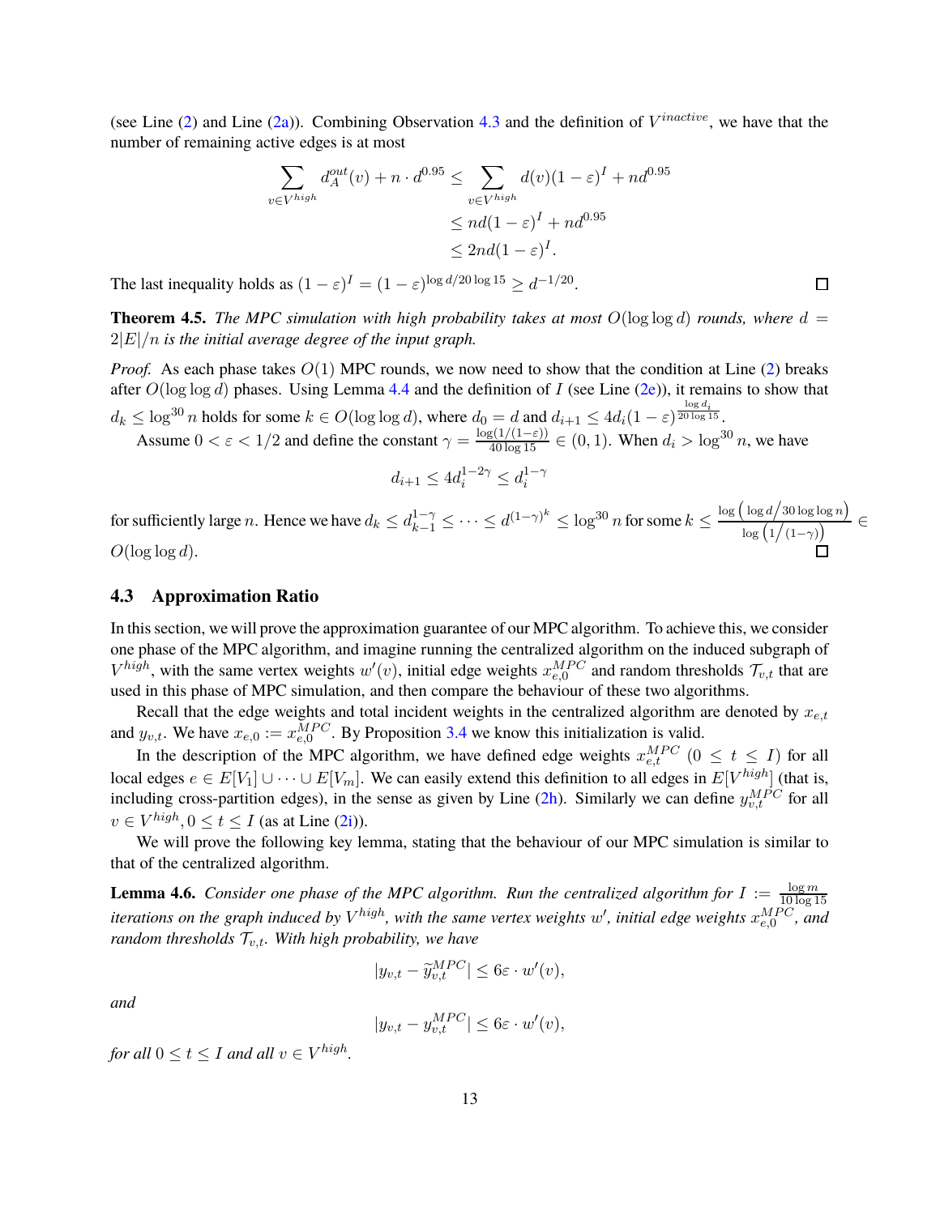(see Line (2) and Line (2a)). Combining Observation 4.3 and the definition of $V^{inactive}$, we have that the number of remaining active edges is at most

$$
\begin{aligned}
\sum_{v \in V^{high}} d_A^{out}(v) + n \cdot d^{0.95} &\leq \sum_{v \in V^{high}} d(v)(1-\varepsilon)^I + nd^{0.95} \\
&\leq nd(1-\varepsilon)^I + nd^{0.95} \\
&\leq 2nd(1-\varepsilon)^I.
\end{aligned}
$$

The last inequality holds as $(1-\varepsilon)^I = (1-\varepsilon)^{\log d/20\log 15} \geq d^{-1/20}$. ◻

**Theorem 4.5.** *The MPC simulation with high probability takes at most $O(\log\log d)$ rounds, where $d = 2|E|/n$ is the initial average degree of the input graph.*

*Proof.* As each phase takes $O(1)$ MPC rounds, we now need to show that the condition at Line (2) breaks after $O(\log\log d)$ phases. Using Lemma 4.4 and the definition of $I$ (see Line (2e)), it remains to show that $d_k \leq \log^{30} n$ holds for some $k \in O(\log\log d)$, where $d_0 = d$ and $d_{i+1} \leq 4d_i(1-\varepsilon)^{\frac{\log d_i}{20\log 15}}$.

Assume $0 < \varepsilon < 1/2$ and define the constant $\gamma = \frac{\log(1/(1-\varepsilon))}{40\log 15} \in (0,1)$. When $d_i > \log^{30} n$, we have

$$
d_{i+1} \leq 4d_i^{1-2\gamma} \leq d_i^{1-\gamma}
$$

for sufficiently large $n$. Hence we have $d_k \leq d_{k-1}^{1-\gamma} \leq \cdots \leq d^{(1-\gamma)^k} \leq \log^{30} n$ for some $k \leq \frac{\log\left(\log d / 30\log\log n\right)}{\log\left(1/(1-\gamma)\right)} \in O(\log\log d)$. ◻

### 4.3 Approximation Ratio

In this section, we will prove the approximation guarantee of our MPC algorithm. To achieve this, we consider one phase of the MPC algorithm, and imagine running the centralized algorithm on the induced subgraph of $V^{high}$, with the same vertex weights $w'(v)$, initial edge weights $x_{e,0}^{MPC}$ and random thresholds $\mathcal{T}_{v,t}$ that are used in this phase of MPC simulation, and then compare the behaviour of these two algorithms.

Recall that the edge weights and total incident weights in the centralized algorithm are denoted by $x_{e,t}$ and $y_{v,t}$. We have $x_{e,0} := x_{e,0}^{MPC}$. By Proposition 3.4 we know this initialization is valid.

In the description of the MPC algorithm, we have defined edge weights $x_{e,t}^{MPC}$ $(0 \leq t \leq I)$ for all local edges $e \in E[V_1] \cup \cdots \cup E[V_m]$. We can easily extend this definition to all edges in $E[V^{high}]$ (that is, including cross-partition edges), in the sense as given by Line (2h). Similarly we can define $y_{v,t}^{MPC}$ for all $v \in V^{high}, 0 \leq t \leq I$ (as at Line (2i)).

We will prove the following key lemma, stating that the behaviour of our MPC simulation is similar to that of the centralized algorithm.

**Lemma 4.6.** *Consider one phase of the MPC algorithm. Run the centralized algorithm for $I := \frac{\log m}{10\log 15}$ iterations on the graph induced by $V^{high}$, with the same vertex weights $w'$, initial edge weights $x_{e,0}^{MPC}$, and random thresholds $\mathcal{T}_{v,t}$. With high probability, we have*

$$
|y_{v,t} - \widetilde{y}_{v,t}^{MPC}| \leq 6\varepsilon \cdot w'(v),
$$

*and*

$$
|y_{v,t} - y_{v,t}^{MPC}| \leq 6\varepsilon \cdot w'(v),
$$

*for all $0 \leq t \leq I$ and all $v \in V^{high}$.*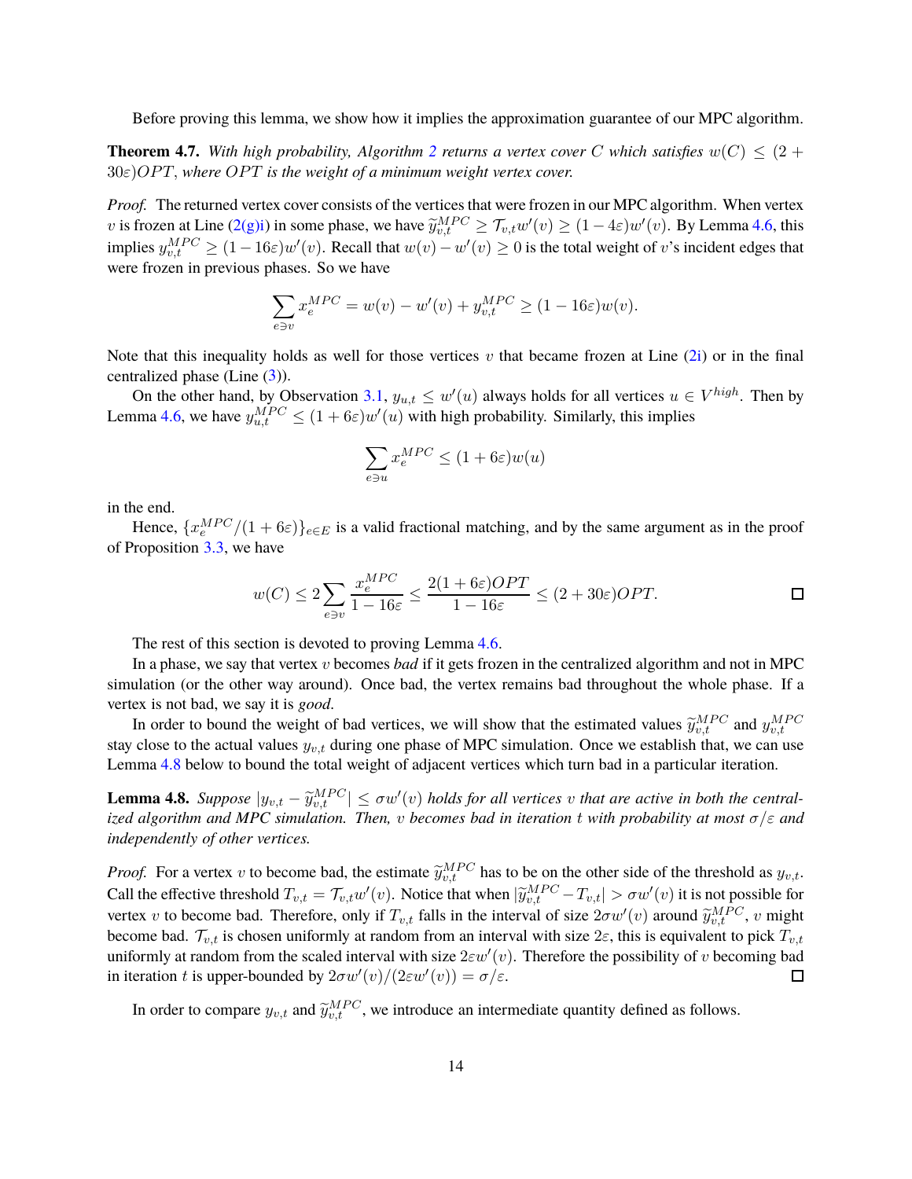Before proving this lemma, we show how it implies the approximation guarantee of our MPC algorithm.

**Theorem 4.7.** *With high probability, Algorithm 2 returns a vertex cover $C$ which satisfies $w(C) \leq (2 + 30\varepsilon)OPT$, where $OPT$ is the weight of a minimum weight vertex cover.*

*Proof.* The returned vertex cover consists of the vertices that were frozen in our MPC algorithm. When vertex $v$ is frozen at Line (2(g)i) in some phase, we have $\widetilde{y}_{v,t}^{MPC} \geq \mathcal{T}_{v,t} w'(v) \geq (1 - 4\varepsilon)w'(v)$. By Lemma 4.6, this implies $y_{v,t}^{MPC} \geq (1 - 16\varepsilon)w'(v)$. Recall that $w(v) - w'(v) \geq 0$ is the total weight of $v$'s incident edges that were frozen in previous phases. So we have

$$\sum_{e \ni v} x_e^{MPC} = w(v) - w'(v) + y_{v,t}^{MPC} \geq (1 - 16\varepsilon)w(v).$$

Note that this inequality holds as well for those vertices $v$ that became frozen at Line (2i) or in the final centralized phase (Line (3)).

On the other hand, by Observation 3.1, $y_{u,t} \leq w'(u)$ always holds for all vertices $u \in V^{high}$. Then by Lemma 4.6, we have $y_{u,t}^{MPC} \leq (1 + 6\varepsilon)w'(u)$ with high probability. Similarly, this implies

$$\sum_{e \ni u} x_e^{MPC} \leq (1 + 6\varepsilon)w(u)$$

in the end.

Hence, $\{x_e^{MPC}/(1 + 6\varepsilon)\}_{e \in E}$ is a valid fractional matching, and by the same argument as in the proof of Proposition 3.3, we have

$$w(C) \leq 2 \sum_{e \ni v} \frac{x_e^{MPC}}{1 - 16\varepsilon} \leq \frac{2(1 + 6\varepsilon)OPT}{1 - 16\varepsilon} \leq (2 + 30\varepsilon)OPT. \qquad \square$$

The rest of this section is devoted to proving Lemma 4.6.

In a phase, we say that vertex $v$ becomes *bad* if it gets frozen in the centralized algorithm and not in MPC simulation (or the other way around). Once bad, the vertex remains bad throughout the whole phase. If a vertex is not bad, we say it is *good*.

In order to bound the weight of bad vertices, we will show that the estimated values $\widetilde{y}_{v,t}^{MPC}$ and $y_{v,t}^{MPC}$ stay close to the actual values $y_{v,t}$ during one phase of MPC simulation. Once we establish that, we can use Lemma 4.8 below to bound the total weight of adjacent vertices which turn bad in a particular iteration.

**Lemma 4.8.** *Suppose $|y_{v,t} - \widetilde{y}_{v,t}^{MPC}| \leq \sigma w'(v)$ holds for all vertices $v$ that are active in both the centralized algorithm and MPC simulation. Then, $v$ becomes bad in iteration $t$ with probability at most $\sigma/\varepsilon$ and independently of other vertices.*

*Proof.* For a vertex $v$ to become bad, the estimate $\widetilde{y}_{v,t}^{MPC}$ has to be on the other side of the threshold as $y_{v,t}$. Call the effective threshold $T_{v,t} = \mathcal{T}_{v,t} w'(v)$. Notice that when $|\widetilde{y}_{v,t}^{MPC} - T_{v,t}| > \sigma w'(v)$ it is not possible for vertex $v$ to become bad. Therefore, only if $T_{v,t}$ falls in the interval of size $2\sigma w'(v)$ around $\widetilde{y}_{v,t}^{MPC}$, $v$ might become bad. $\mathcal{T}_{v,t}$ is chosen uniformly at random from an interval with size $2\varepsilon$, this is equivalent to pick $T_{v,t}$ uniformly at random from the scaled interval with size $2\varepsilon w'(v)$. Therefore the possibility of $v$ becoming bad in iteration $t$ is upper-bounded by $2\sigma w'(v)/(2\varepsilon w'(v)) = \sigma/\varepsilon$. $\square$

In order to compare $y_{v,t}$ and $\widetilde{y}_{v,t}^{MPC}$, we introduce an intermediate quantity defined as follows.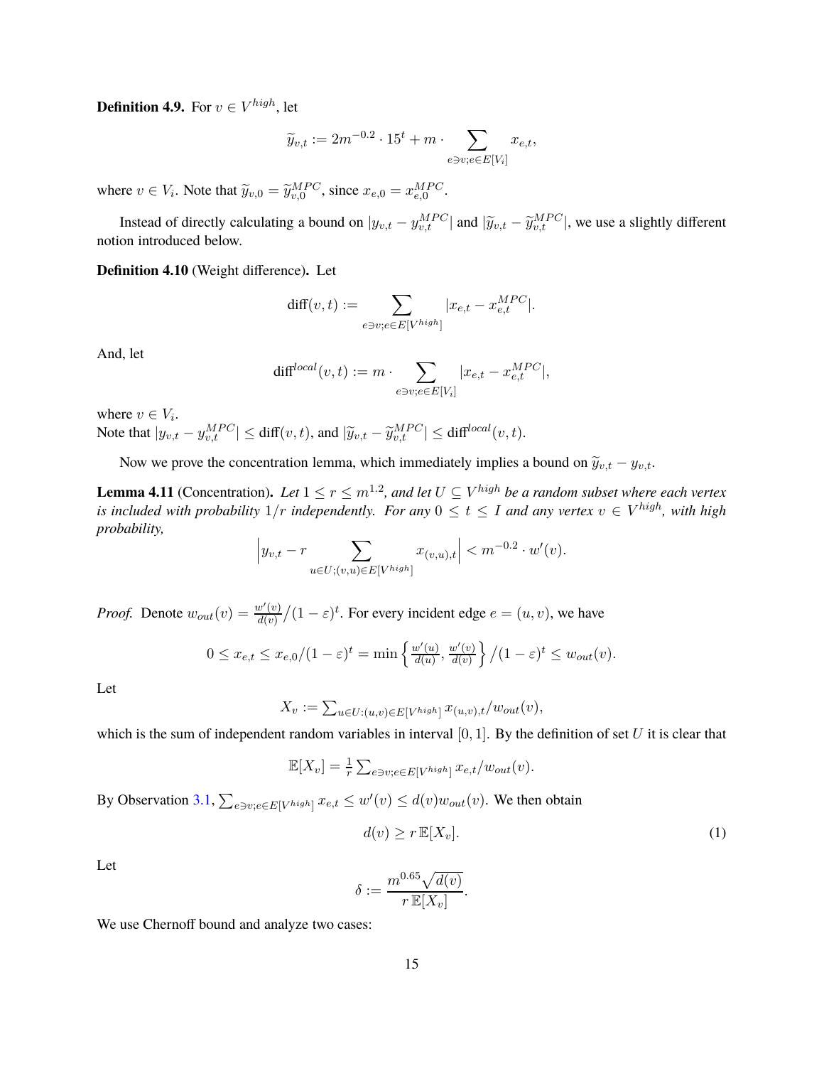**Definition 4.9.** For $v \in V^{high}$, let

$$\widetilde{y}_{v,t} := 2m^{-0.2} \cdot 15^t + m \cdot \sum_{e \ni v; e \in E[V_i]} x_{e,t},$$

where $v \in V_i$. Note that $\widetilde{y}_{v,0} = \widetilde{y}^{MPC}_{v,0}$, since $x_{e,0} = x^{MPC}_{e,0}$.

Instead of directly calculating a bound on $|y_{v,t} - y^{MPC}_{v,t}|$ and $|\widetilde{y}_{v,t} - \widetilde{y}^{MPC}_{v,t}|$, we use a slightly different notion introduced below.

**Definition 4.10** (Weight difference)**.** Let

$$\text{diff}(v,t) := \sum_{e \ni v; e \in E[V^{high}]} |x_{e,t} - x^{MPC}_{e,t}|.$$

And, let

$$\text{diff}^{local}(v,t) := m \cdot \sum_{e \ni v; e \in E[V_i]} |x_{e,t} - x^{MPC}_{e,t}|,$$

where $v \in V_i$.
Note that $|y_{v,t} - y^{MPC}_{v,t}| \leq \text{diff}(v,t)$, and $|\widetilde{y}_{v,t} - \widetilde{y}^{MPC}_{v,t}| \leq \text{diff}^{local}(v,t)$.

Now we prove the concentration lemma, which immediately implies a bound on $\widetilde{y}_{v,t} - y_{v,t}$.

**Lemma 4.11** (Concentration)**.** *Let $1 \leq r \leq m^{1.2}$, and let $U \subseteq V^{high}$ be a random subset where each vertex is included with probability $1/r$ independently. For any $0 \leq t \leq I$ and any vertex $v \in V^{high}$, with high probability,*

$$\Big| y_{v,t} - r \sum_{u \in U; (v,u) \in E[V^{high}]} x_{(v,u),t} \Big| < m^{-0.2} \cdot w'(v).$$

*Proof.* Denote $w_{out}(v) = \frac{w'(v)}{d(v)} / (1-\varepsilon)^t$. For every incident edge $e = (u,v)$, we have

$$0 \leq x_{e,t} \leq x_{e,0}/(1-\varepsilon)^t = \min\left\{ \tfrac{w'(u)}{d(u)}, \tfrac{w'(v)}{d(v)} \right\} / (1-\varepsilon)^t \leq w_{out}(v).$$

Let

$$X_v := \textstyle\sum_{u \in U:(u,v) \in E[V^{high}]} x_{(u,v),t}/w_{out}(v),$$

which is the sum of independent random variables in interval $[0,1]$. By the definition of set $U$ it is clear that

$$\mathbb{E}[X_v] = \tfrac{1}{r} \textstyle\sum_{e \ni v; e \in E[V^{high}]} x_{e,t}/w_{out}(v).$$

By Observation 3.1, $\sum_{e \ni v; e \in E[V^{high}]} x_{e,t} \leq w'(v) \leq d(v) w_{out}(v)$. We then obtain

$$d(v) \geq r\,\mathbb{E}[X_v]. \tag{1}$$

Let

$$\delta := \frac{m^{0.65}\sqrt{d(v)}}{r\,\mathbb{E}[X_v]}.$$

We use Chernoff bound and analyze two cases: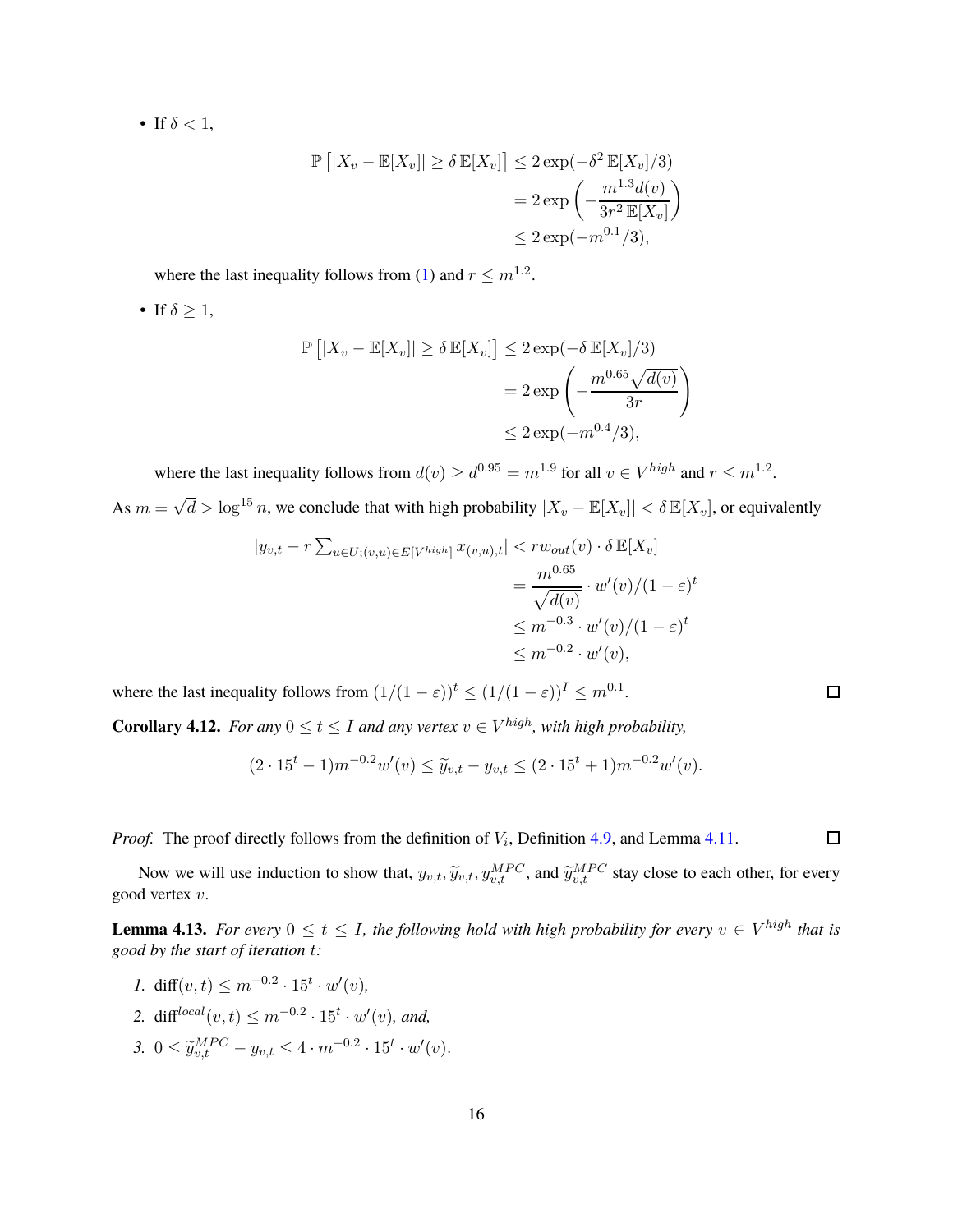- If $\delta < 1$,

$$
\begin{aligned}
\mathbb{P}\left[|X_v - \mathbb{E}[X_v]| \geq \delta\,\mathbb{E}[X_v]\right] &\leq 2\exp(-\delta^2\,\mathbb{E}[X_v]/3) \\
&= 2\exp\left(-\frac{m^{1.3}d(v)}{3r^2\,\mathbb{E}[X_v]}\right) \\
&\leq 2\exp(-m^{0.1}/3),
\end{aligned}
$$

where the last inequality follows from (1) and $r \leq m^{1.2}$.

- If $\delta \geq 1$,

$$
\begin{aligned}
\mathbb{P}\left[|X_v - \mathbb{E}[X_v]| \geq \delta\,\mathbb{E}[X_v]\right] &\leq 2\exp(-\delta\,\mathbb{E}[X_v]/3) \\
&= 2\exp\left(-\frac{m^{0.65}\sqrt{d(v)}}{3r}\right) \\
&\leq 2\exp(-m^{0.4}/3),
\end{aligned}
$$

where the last inequality follows from $d(v) \geq d^{0.95} = m^{1.9}$ for all $v \in V^{high}$ and $r \leq m^{1.2}$.

As $m = \sqrt{d} > \log^{15} n$, we conclude that with high probability $|X_v - \mathbb{E}[X_v]| < \delta\,\mathbb{E}[X_v]$, or equivalently

$$
\begin{aligned}
|y_{v,t} - r\textstyle\sum_{u \in U;(v,u)\in E[V^{high}]} x_{(v,u),t}| &< r w_{out}(v)\cdot\delta\,\mathbb{E}[X_v] \\
&= \frac{m^{0.65}}{\sqrt{d(v)}}\cdot w'(v)/(1-\varepsilon)^t \\
&\leq m^{-0.3}\cdot w'(v)/(1-\varepsilon)^t \\
&\leq m^{-0.2}\cdot w'(v),
\end{aligned}
$$

where the last inequality follows from $(1/(1-\varepsilon))^t \leq (1/(1-\varepsilon))^I \leq m^{0.1}$. □

**Corollary 4.12.** *For any $0 \leq t \leq I$ and any vertex $v \in V^{high}$, with high probability,*

$$
(2\cdot 15^t - 1)m^{-0.2}w'(v) \leq \widetilde{y}_{v,t} - y_{v,t} \leq (2\cdot 15^t + 1)m^{-0.2}w'(v).
$$

*Proof.* The proof directly follows from the definition of $V_i$, Definition 4.9, and Lemma 4.11. □

Now we will use induction to show that, $y_{v,t}, \widetilde{y}_{v,t}, y^{MPC}_{v,t}$, and $\widetilde{y}^{MPC}_{v,t}$ stay close to each other, for every good vertex $v$.

**Lemma 4.13.** *For every $0 \leq t \leq I$, the following hold with high probability for every $v \in V^{high}$ that is good by the start of iteration $t$:*

1. $\text{diff}(v,t) \leq m^{-0.2}\cdot 15^t\cdot w'(v)$,
2. $\text{diff}^{local}(v,t) \leq m^{-0.2}\cdot 15^t\cdot w'(v)$, *and,*
3. $0 \leq \widetilde{y}^{MPC}_{v,t} - y_{v,t} \leq 4\cdot m^{-0.2}\cdot 15^t\cdot w'(v)$.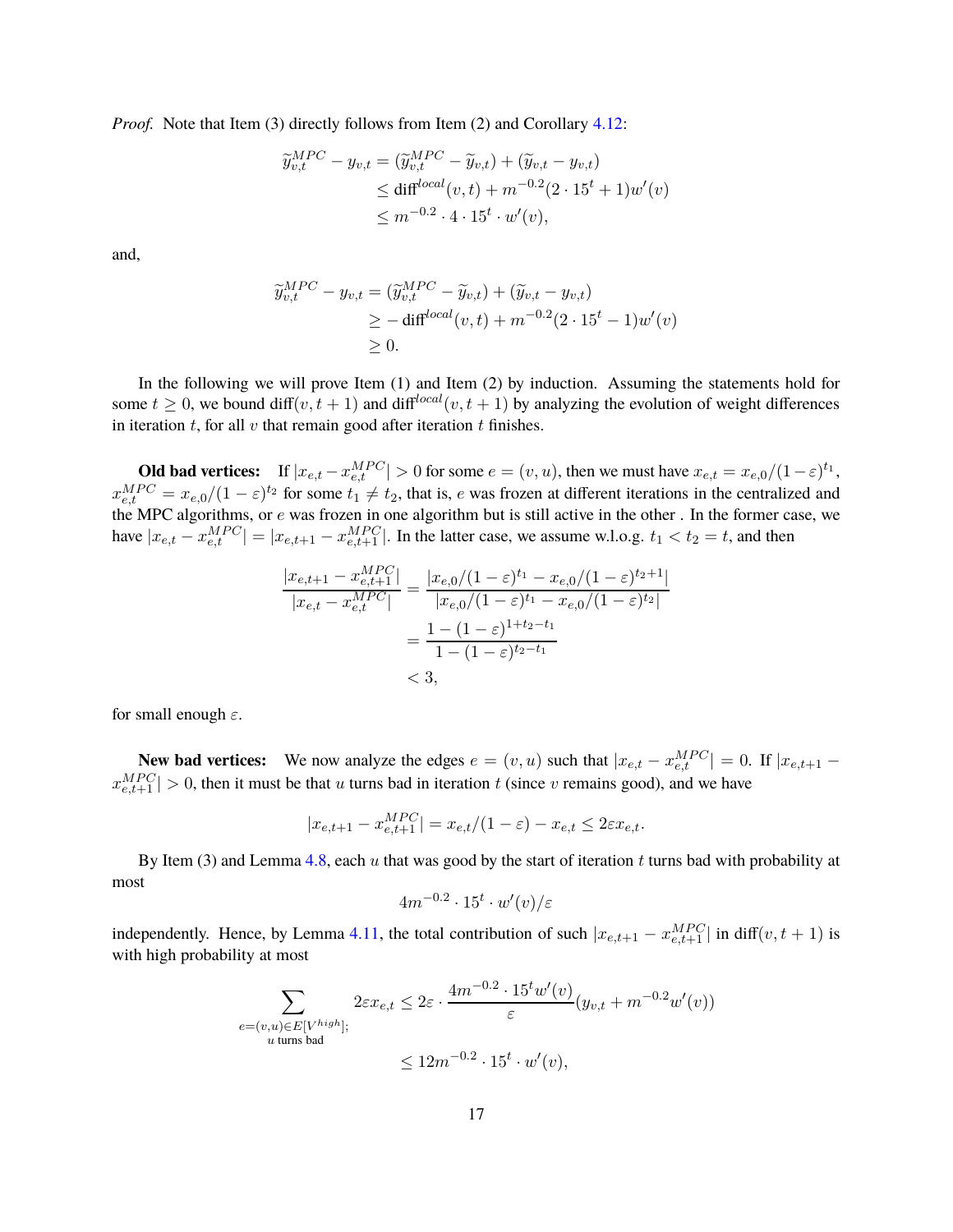*Proof.* Note that Item (3) directly follows from Item (2) and Corollary 4.12:

$$
\begin{aligned}
\widetilde{y}_{v,t}^{MPC} - y_{v,t} &= (\widetilde{y}_{v,t}^{MPC} - \widetilde{y}_{v,t}) + (\widetilde{y}_{v,t} - y_{v,t}) \\
&\leq \mathrm{diff}^{local}(v,t) + m^{-0.2}(2 \cdot 15^t + 1)w'(v) \\
&\leq m^{-0.2} \cdot 4 \cdot 15^t \cdot w'(v),
\end{aligned}
$$

and,

$$
\begin{aligned}
\widetilde{y}_{v,t}^{MPC} - y_{v,t} &= (\widetilde{y}_{v,t}^{MPC} - \widetilde{y}_{v,t}) + (\widetilde{y}_{v,t} - y_{v,t}) \\
&\geq -\mathrm{diff}^{local}(v,t) + m^{-0.2}(2 \cdot 15^t - 1)w'(v) \\
&\geq 0.
\end{aligned}
$$

In the following we will prove Item (1) and Item (2) by induction. Assuming the statements hold for some $t \geq 0$, we bound $\mathrm{diff}(v, t+1)$ and $\mathrm{diff}^{local}(v, t+1)$ by analyzing the evolution of weight differences in iteration $t$, for all $v$ that remain good after iteration $t$ finishes.

**Old bad vertices:** If $|x_{e,t} - x_{e,t}^{MPC}| > 0$ for some $e = (v, u)$, then we must have $x_{e,t} = x_{e,0}/(1-\varepsilon)^{t_1}$, $x_{e,t}^{MPC} = x_{e,0}/(1-\varepsilon)^{t_2}$ for some $t_1 \neq t_2$, that is, $e$ was frozen at different iterations in the centralized and the MPC algorithms, or $e$ was frozen in one algorithm but is still active in the other . In the former case, we have $|x_{e,t} - x_{e,t}^{MPC}| = |x_{e,t+1} - x_{e,t+1}^{MPC}|$. In the latter case, we assume w.l.o.g. $t_1 < t_2 = t$, and then

$$
\begin{aligned}
\frac{|x_{e,t+1} - x_{e,t+1}^{MPC}|}{|x_{e,t} - x_{e,t}^{MPC}|} &= \frac{|x_{e,0}/(1-\varepsilon)^{t_1} - x_{e,0}/(1-\varepsilon)^{t_2+1}|}{|x_{e,0}/(1-\varepsilon)^{t_1} - x_{e,0}/(1-\varepsilon)^{t_2}|} \\
&= \frac{1 - (1-\varepsilon)^{1+t_2-t_1}}{1 - (1-\varepsilon)^{t_2-t_1}} \\
&< 3,
\end{aligned}
$$

for small enough $\varepsilon$.

**New bad vertices:** We now analyze the edges $e = (v, u)$ such that $|x_{e,t} - x_{e,t}^{MPC}| = 0$. If $|x_{e,t+1} - x_{e,t+1}^{MPC}| > 0$, then it must be that $u$ turns bad in iteration $t$ (since $v$ remains good), and we have

$$
|x_{e,t+1} - x_{e,t+1}^{MPC}| = x_{e,t}/(1-\varepsilon) - x_{e,t} \leq 2\varepsilon x_{e,t}.
$$

By Item (3) and Lemma 4.8, each $u$ that was good by the start of iteration $t$ turns bad with probability at most

$$
4m^{-0.2} \cdot 15^t \cdot w'(v)/\varepsilon
$$

independently. Hence, by Lemma 4.11, the total contribution of such $|x_{e,t+1} - x_{e,t+1}^{MPC}|$ in $\mathrm{diff}(v, t+1)$ is with high probability at most

$$
\begin{aligned}
\sum_{\substack{e=(v,u)\in E[V^{high}];\\ u \text{ turns bad}}} 2\varepsilon x_{e,t} &\leq 2\varepsilon \cdot \frac{4m^{-0.2} \cdot 15^t w'(v)}{\varepsilon} (y_{v,t} + m^{-0.2} w'(v)) \\
&\leq 12 m^{-0.2} \cdot 15^t \cdot w'(v),
\end{aligned}
$$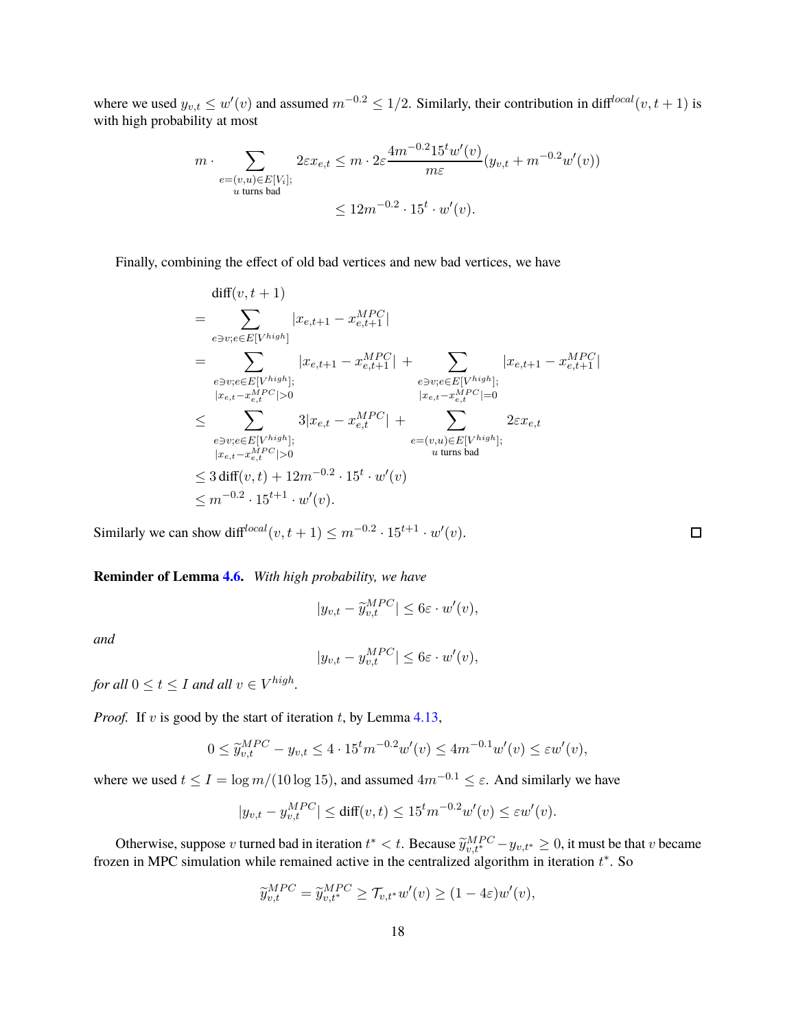where we used $y_{v,t} \leq w'(v)$ and assumed $m^{-0.2} \leq 1/2$. Similarly, their contribution in $\mathrm{diff}^{local}(v, t+1)$ is with high probability at most

$$
\begin{aligned}
m \cdot \sum_{\substack{e=(v,u)\in E[V_i];\\ u \text{ turns bad}}} 2\varepsilon x_{e,t} &\leq m \cdot 2\varepsilon \frac{4m^{-0.2}15^t w'(v)}{m\varepsilon}(y_{v,t} + m^{-0.2}w'(v)) \\
&\leq 12m^{-0.2} \cdot 15^t \cdot w'(v).
\end{aligned}
$$

Finally, combining the effect of old bad vertices and new bad vertices, we have

$$
\begin{aligned}
&\mathrm{diff}(v, t+1) \\
&= \sum_{e\ni v; e\in E[V^{high}]} |x_{e,t+1} - x^{MPC}_{e,t+1}| \\
&= \sum_{\substack{e\ni v; e\in E[V^{high}];\\ |x_{e,t} - x^{MPC}_{e,t}|>0}} |x_{e,t+1} - x^{MPC}_{e,t+1}| + \sum_{\substack{e\ni v; e\in E[V^{high}];\\ |x_{e,t} - x^{MPC}_{e,t}|=0}} |x_{e,t+1} - x^{MPC}_{e,t+1}| \\
&\leq \sum_{\substack{e\ni v; e\in E[V^{high}];\\ |x_{e,t} - x^{MPC}_{e,t}|>0}} 3|x_{e,t} - x^{MPC}_{e,t}| + \sum_{\substack{e=(v,u)\in E[V^{high}];\\ u \text{ turns bad}}} 2\varepsilon x_{e,t} \\
&\leq 3\,\mathrm{diff}(v,t) + 12m^{-0.2} \cdot 15^t \cdot w'(v) \\
&\leq m^{-0.2} \cdot 15^{t+1} \cdot w'(v).
\end{aligned}
$$

Similarly we can show $\mathrm{diff}^{local}(v, t+1) \leq m^{-0.2} \cdot 15^{t+1} \cdot w'(v)$. □

**Reminder of Lemma 4.6.** *With high probability, we have*

$$
|y_{v,t} - \widetilde{y}^{MPC}_{v,t}| \leq 6\varepsilon \cdot w'(v),
$$

*and*

$$
|y_{v,t} - y^{MPC}_{v,t}| \leq 6\varepsilon \cdot w'(v),
$$

*for all $0 \leq t \leq I$ and all $v \in V^{high}$.*

*Proof.* If $v$ is good by the start of iteration $t$, by Lemma 4.13,

$$
0 \leq \widetilde{y}^{MPC}_{v,t} - y_{v,t} \leq 4 \cdot 15^t m^{-0.2} w'(v) \leq 4m^{-0.1} w'(v) \leq \varepsilon w'(v),
$$

where we used $t \leq I = \log m/(10 \log 15)$, and assumed $4m^{-0.1} \leq \varepsilon$. And similarly we have

$$
|y_{v,t} - y^{MPC}_{v,t}| \leq \mathrm{diff}(v,t) \leq 15^t m^{-0.2} w'(v) \leq \varepsilon w'(v).
$$

Otherwise, suppose $v$ turned bad in iteration $t^* < t$. Because $\widetilde{y}^{MPC}_{v,t^*} - y_{v,t^*} \geq 0$, it must be that $v$ became frozen in MPC simulation while remained active in the centralized algorithm in iteration $t^*$. So

$$
\widetilde{y}^{MPC}_{v,t} = \widetilde{y}^{MPC}_{v,t^*} \geq \mathcal{T}_{v,t^*} w'(v) \geq (1 - 4\varepsilon) w'(v),
$$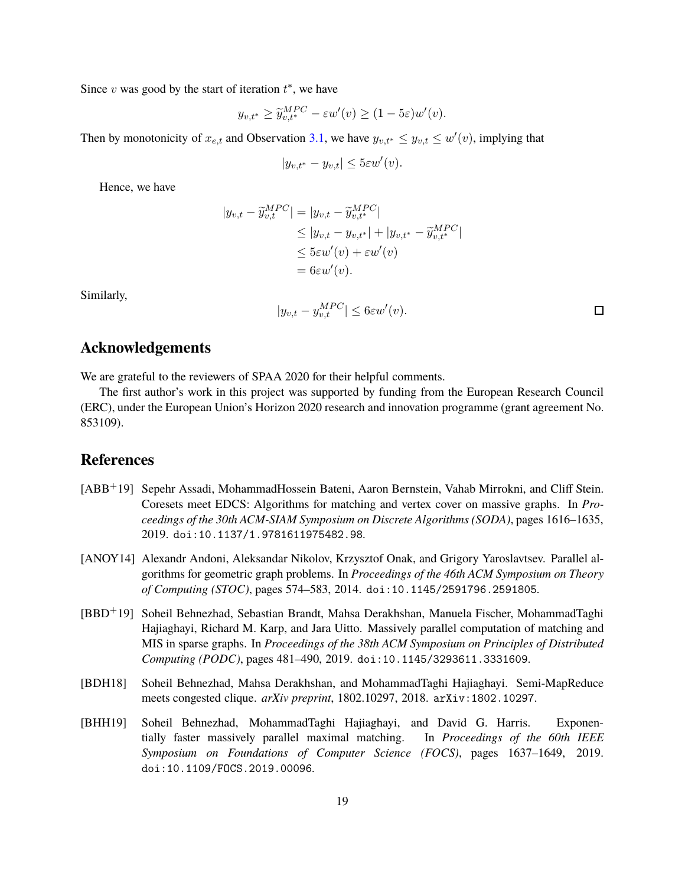Since $v$ was good by the start of iteration $t^*$, we have

$$y_{v,t^*} \geq \widetilde{y}_{v,t^*}^{MPC} - \varepsilon w'(v) \geq (1 - 5\varepsilon) w'(v).$$

Then by monotonicity of $x_{e,t}$ and Observation 3.1, we have $y_{v,t^*} \leq y_{v,t} \leq w'(v)$, implying that

$$|y_{v,t^*} - y_{v,t}| \leq 5\varepsilon w'(v).$$

Hence, we have

$$\begin{aligned}
|y_{v,t} - \widetilde{y}_{v,t}^{MPC}| &= |y_{v,t} - \widetilde{y}_{v,t^*}^{MPC}| \\
&\leq |y_{v,t} - y_{v,t^*}| + |y_{v,t^*} - \widetilde{y}_{v,t^*}^{MPC}| \\
&\leq 5\varepsilon w'(v) + \varepsilon w'(v) \\
&= 6\varepsilon w'(v).
\end{aligned}$$

Similarly,

$$|y_{v,t} - y_{v,t}^{MPC}| \leq 6\varepsilon w'(v).$$

□

## Acknowledgements

We are grateful to the reviewers of SPAA 2020 for their helpful comments.

The first author's work in this project was supported by funding from the European Research Council (ERC), under the European Union's Horizon 2020 research and innovation programme (grant agreement No. 853109).

## References

[ABB+19] Sepehr Assadi, MohammadHossein Bateni, Aaron Bernstein, Vahab Mirrokni, and Cliff Stein. Coresets meet EDCS: Algorithms for matching and vertex cover on massive graphs. In *Proceedings of the 30th ACM-SIAM Symposium on Discrete Algorithms (SODA)*, pages 1616–1635, 2019. doi:10.1137/1.9781611975482.98.

[ANOY14] Alexandr Andoni, Aleksandar Nikolov, Krzysztof Onak, and Grigory Yaroslavtsev. Parallel algorithms for geometric graph problems. In *Proceedings of the 46th ACM Symposium on Theory of Computing (STOC)*, pages 574–583, 2014. doi:10.1145/2591796.2591805.

[BBD+19] Soheil Behnezhad, Sebastian Brandt, Mahsa Derakhshan, Manuela Fischer, MohammadTaghi Hajiaghayi, Richard M. Karp, and Jara Uitto. Massively parallel computation of matching and MIS in sparse graphs. In *Proceedings of the 38th ACM Symposium on Principles of Distributed Computing (PODC)*, pages 481–490, 2019. doi:10.1145/3293611.3331609.

[BDH18] Soheil Behnezhad, Mahsa Derakhshan, and MohammadTaghi Hajiaghayi. Semi-MapReduce meets congested clique. *arXiv preprint*, 1802.10297, 2018. arXiv:1802.10297.

[BHH19] Soheil Behnezhad, MohammadTaghi Hajiaghayi, and David G. Harris. Exponentially faster massively parallel maximal matching. In *Proceedings of the 60th IEEE Symposium on Foundations of Computer Science (FOCS)*, pages 1637–1649, 2019. doi:10.1109/FOCS.2019.00096.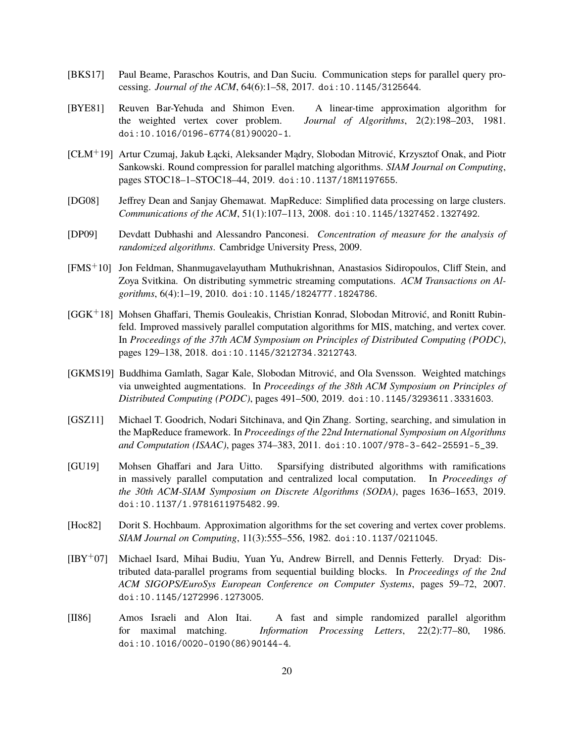[BKS17] Paul Beame, Paraschos Koutris, and Dan Suciu. Communication steps for parallel query processing. *Journal of the ACM*, 64(6):1–58, 2017. doi:10.1145/3125644.

[BYE81] Reuven Bar-Yehuda and Shimon Even. A linear-time approximation algorithm for the weighted vertex cover problem. *Journal of Algorithms*, 2(2):198–203, 1981. doi:10.1016/0196-6774(81)90020-1.

[CŁM+19] Artur Czumaj, Jakub Łącki, Aleksander Mądry, Slobodan Mitrović, Krzysztof Onak, and Piotr Sankowski. Round compression for parallel matching algorithms. *SIAM Journal on Computing*, pages STOC18–1–STOC18–44, 2019. doi:10.1137/18M1197655.

[DG08] Jeffrey Dean and Sanjay Ghemawat. MapReduce: Simplified data processing on large clusters. *Communications of the ACM*, 51(1):107–113, 2008. doi:10.1145/1327452.1327492.

[DP09] Devdatt Dubhashi and Alessandro Panconesi. *Concentration of measure for the analysis of randomized algorithms*. Cambridge University Press, 2009.

[FMS+10] Jon Feldman, Shanmugavelayutham Muthukrishnan, Anastasios Sidiropoulos, Cliff Stein, and Zoya Svitkina. On distributing symmetric streaming computations. *ACM Transactions on Algorithms*, 6(4):1–19, 2010. doi:10.1145/1824777.1824786.

[GGK+18] Mohsen Ghaffari, Themis Gouleakis, Christian Konrad, Slobodan Mitrović, and Ronitt Rubinfeld. Improved massively parallel computation algorithms for MIS, matching, and vertex cover. In *Proceedings of the 37th ACM Symposium on Principles of Distributed Computing (PODC)*, pages 129–138, 2018. doi:10.1145/3212734.3212743.

[GKMS19] Buddhima Gamlath, Sagar Kale, Slobodan Mitrović, and Ola Svensson. Weighted matchings via unweighted augmentations. In *Proceedings of the 38th ACM Symposium on Principles of Distributed Computing (PODC)*, pages 491–500, 2019. doi:10.1145/3293611.3331603.

[GSZ11] Michael T. Goodrich, Nodari Sitchinava, and Qin Zhang. Sorting, searching, and simulation in the MapReduce framework. In *Proceedings of the 22nd International Symposium on Algorithms and Computation (ISAAC)*, pages 374–383, 2011. doi:10.1007/978-3-642-25591-5_39.

[GU19] Mohsen Ghaffari and Jara Uitto. Sparsifying distributed algorithms with ramifications in massively parallel computation and centralized local computation. In *Proceedings of the 30th ACM-SIAM Symposium on Discrete Algorithms (SODA)*, pages 1636–1653, 2019. doi:10.1137/1.9781611975482.99.

[Hoc82] Dorit S. Hochbaum. Approximation algorithms for the set covering and vertex cover problems. *SIAM Journal on Computing*, 11(3):555–556, 1982. doi:10.1137/0211045.

[IBY+07] Michael Isard, Mihai Budiu, Yuan Yu, Andrew Birrell, and Dennis Fetterly. Dryad: Distributed data-parallel programs from sequential building blocks. In *Proceedings of the 2nd ACM SIGOPS/EuroSys European Conference on Computer Systems*, pages 59–72, 2007. doi:10.1145/1272996.1273005.

[II86] Amos Israeli and Alon Itai. A fast and simple randomized parallel algorithm for maximal matching. *Information Processing Letters*, 22(2):77–80, 1986. doi:10.1016/0020-0190(86)90144-4.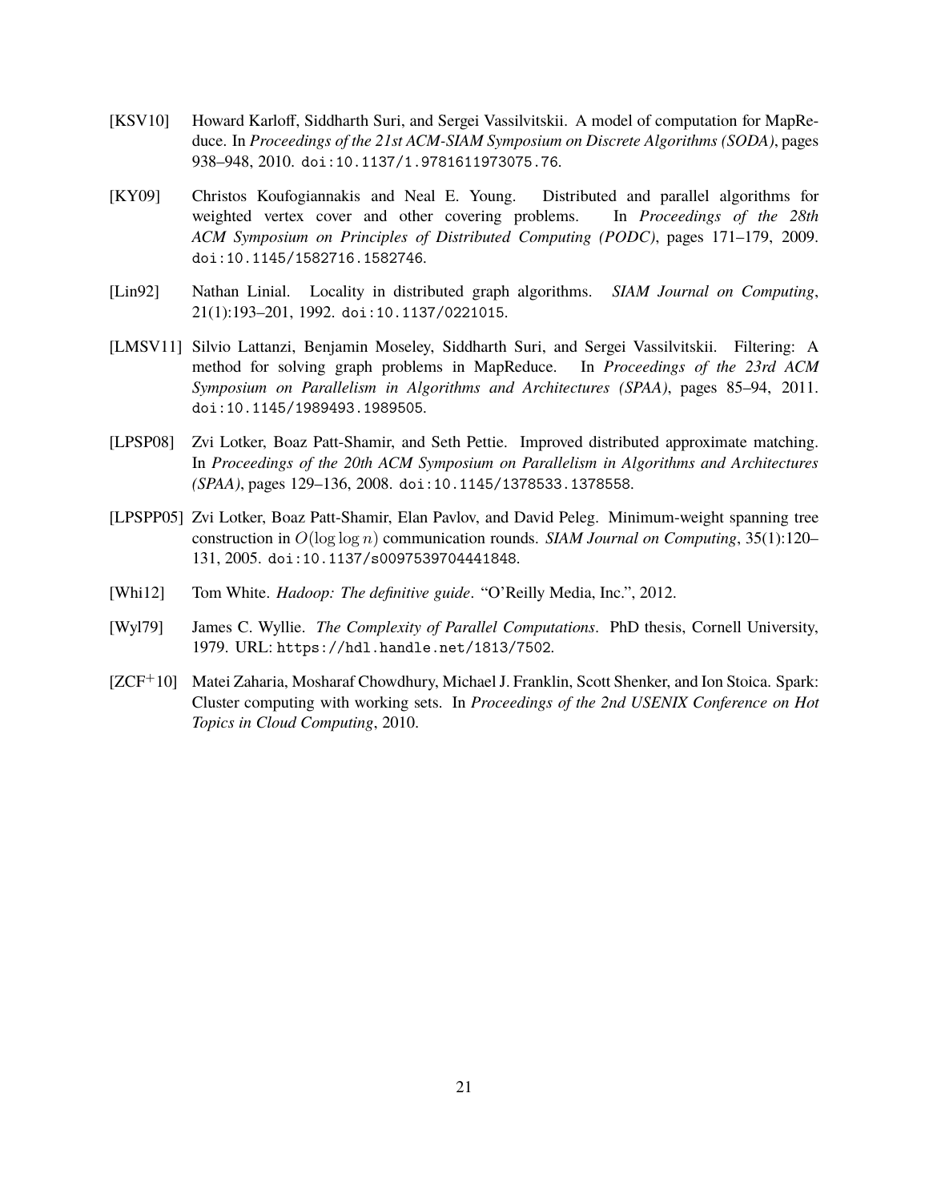[KSV10] Howard Karloff, Siddharth Suri, and Sergei Vassilvitskii. A model of computation for MapReduce. In *Proceedings of the 21st ACM-SIAM Symposium on Discrete Algorithms (SODA)*, pages 938–948, 2010. doi:10.1137/1.9781611973075.76.

[KY09] Christos Koufogiannakis and Neal E. Young. Distributed and parallel algorithms for weighted vertex cover and other covering problems. In *Proceedings of the 28th ACM Symposium on Principles of Distributed Computing (PODC)*, pages 171–179, 2009. doi:10.1145/1582716.1582746.

[Lin92] Nathan Linial. Locality in distributed graph algorithms. *SIAM Journal on Computing*, 21(1):193–201, 1992. doi:10.1137/0221015.

[LMSV11] Silvio Lattanzi, Benjamin Moseley, Siddharth Suri, and Sergei Vassilvitskii. Filtering: A method for solving graph problems in MapReduce. In *Proceedings of the 23rd ACM Symposium on Parallelism in Algorithms and Architectures (SPAA)*, pages 85–94, 2011. doi:10.1145/1989493.1989505.

[LPSP08] Zvi Lotker, Boaz Patt-Shamir, and Seth Pettie. Improved distributed approximate matching. In *Proceedings of the 20th ACM Symposium on Parallelism in Algorithms and Architectures (SPAA)*, pages 129–136, 2008. doi:10.1145/1378533.1378558.

[LPSPP05] Zvi Lotker, Boaz Patt-Shamir, Elan Pavlov, and David Peleg. Minimum-weight spanning tree construction in $O(\log \log n)$ communication rounds. *SIAM Journal on Computing*, 35(1):120–131, 2005. doi:10.1137/s0097539704441848.

[Whi12] Tom White. *Hadoop: The definitive guide*. "O'Reilly Media, Inc.", 2012.

[Wyl79] James C. Wyllie. *The Complexity of Parallel Computations*. PhD thesis, Cornell University, 1979. URL: https://hdl.handle.net/1813/7502.

[ZCF+10] Matei Zaharia, Mosharaf Chowdhury, Michael J. Franklin, Scott Shenker, and Ion Stoica. Spark: Cluster computing with working sets. In *Proceedings of the 2nd USENIX Conference on Hot Topics in Cloud Computing*, 2010.